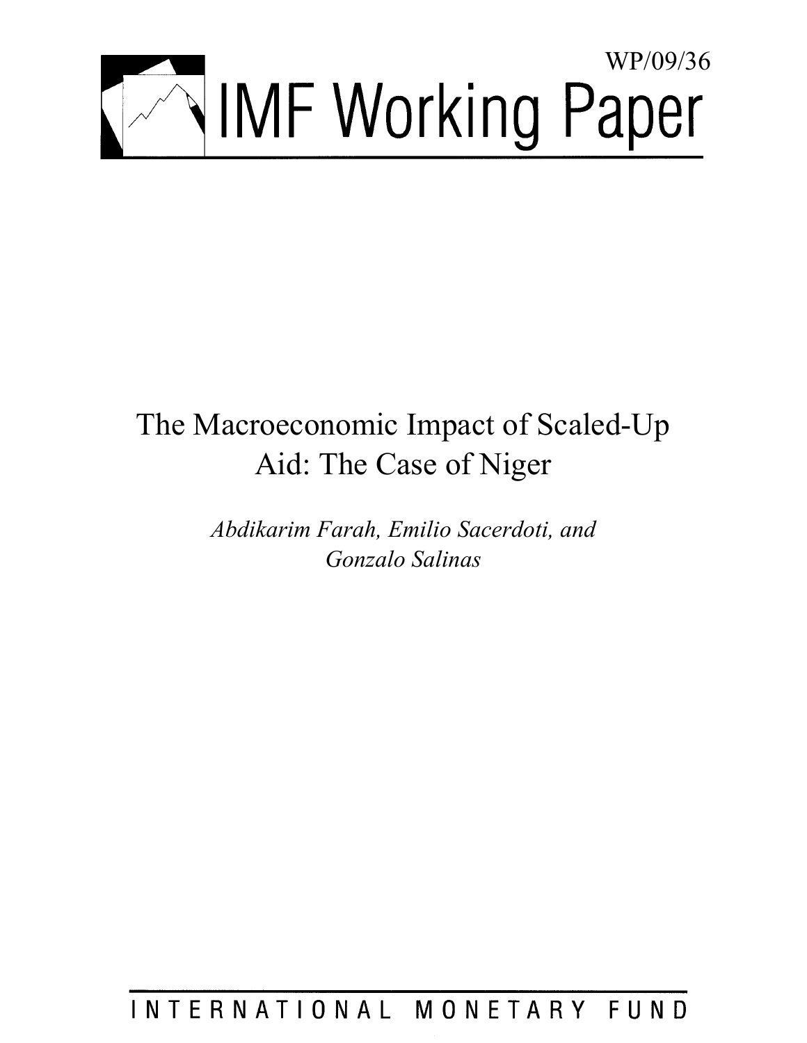WP/09/36

# IMF Working Paper

# The Macroeconomic Impact of Scaled-Up Aid: The Case of Niger

*Abdikarim Farah, Emilio Sacerdoti, and Gonzalo Salinas*

INTERNATIONAL MONETARY FUND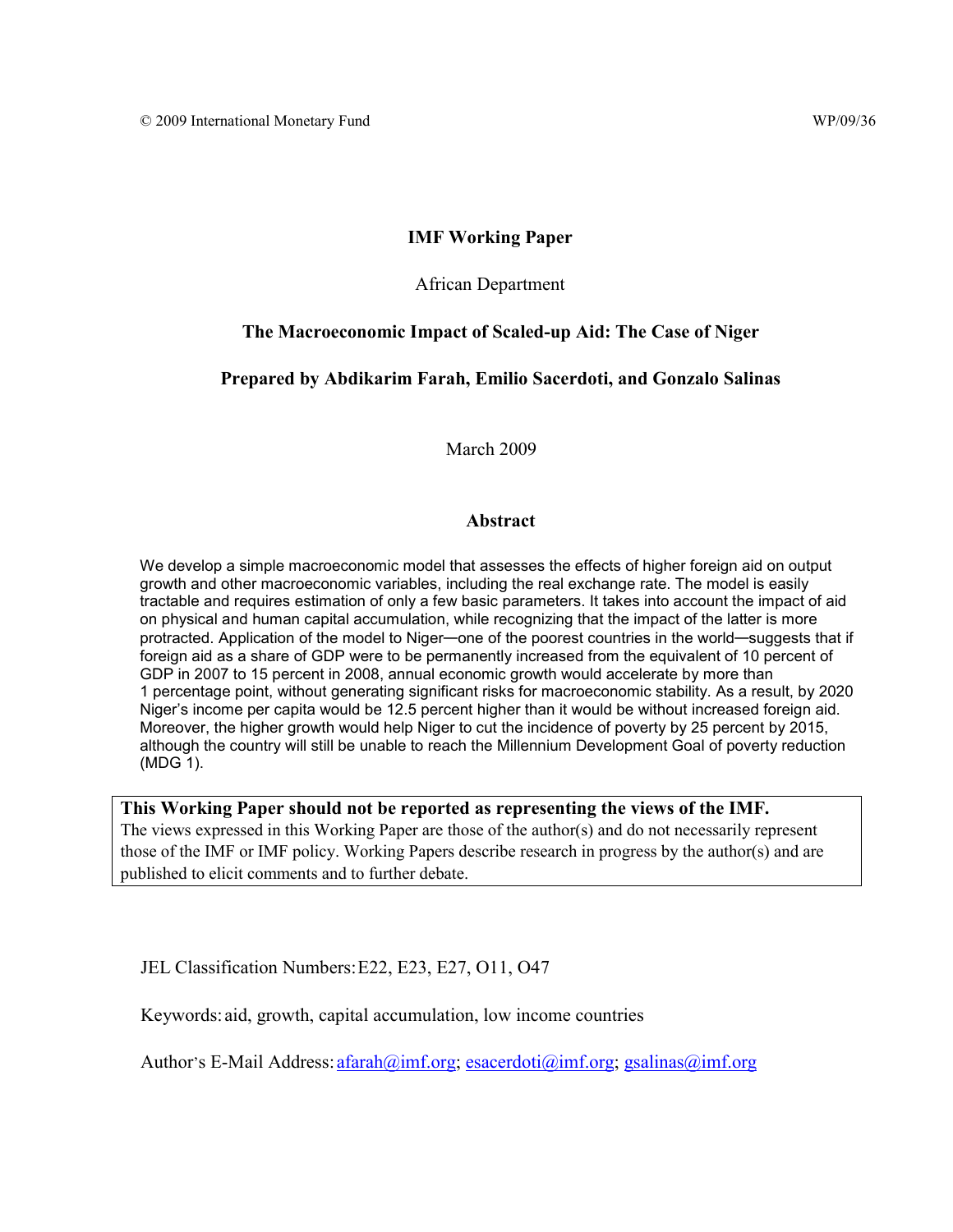© 2009 International Monetary Fund WP/09/36

**IMF Working Paper**

African Department

**The Macroeconomic Impact of Scaled-up Aid: The Case of Niger**

**Prepared by Abdikarim Farah, Emilio Sacerdoti, and Gonzalo Salinas**

March 2009

**Abstract**

We develop a simple macroeconomic model that assesses the effects of higher foreign aid on output growth and other macroeconomic variables, including the real exchange rate. The model is easily tractable and requires estimation of only a few basic parameters. It takes into account the impact of aid on physical and human capital accumulation, while recognizing that the impact of the latter is more protracted. Application of the model to Niger—one of the poorest countries in the world—suggests that if foreign aid as a share of GDP were to be permanently increased from the equivalent of 10 percent of GDP in 2007 to 15 percent in 2008, annual economic growth would accelerate by more than 1 percentage point, without generating significant risks for macroeconomic stability. As a result, by 2020 Niger's income per capita would be 12.5 percent higher than it would be without increased foreign aid. Moreover, the higher growth would help Niger to cut the incidence of poverty by 25 percent by 2015, although the country will still be unable to reach the Millennium Development Goal of poverty reduction (MDG 1).

**This Working Paper should not be reported as representing the views of the IMF.**
The views expressed in this Working Paper are those of the author(s) and do not necessarily represent those of the IMF or IMF policy. Working Papers describe research in progress by the author(s) and are published to elicit comments and to further debate.

JEL Classification Numbers: E22, E23, E27, O11, O47

Keywords: aid, growth, capital accumulation, low income countries

Author's E-Mail Address: afarah@imf.org; esacerdoti@imf.org; gsalinas@imf.org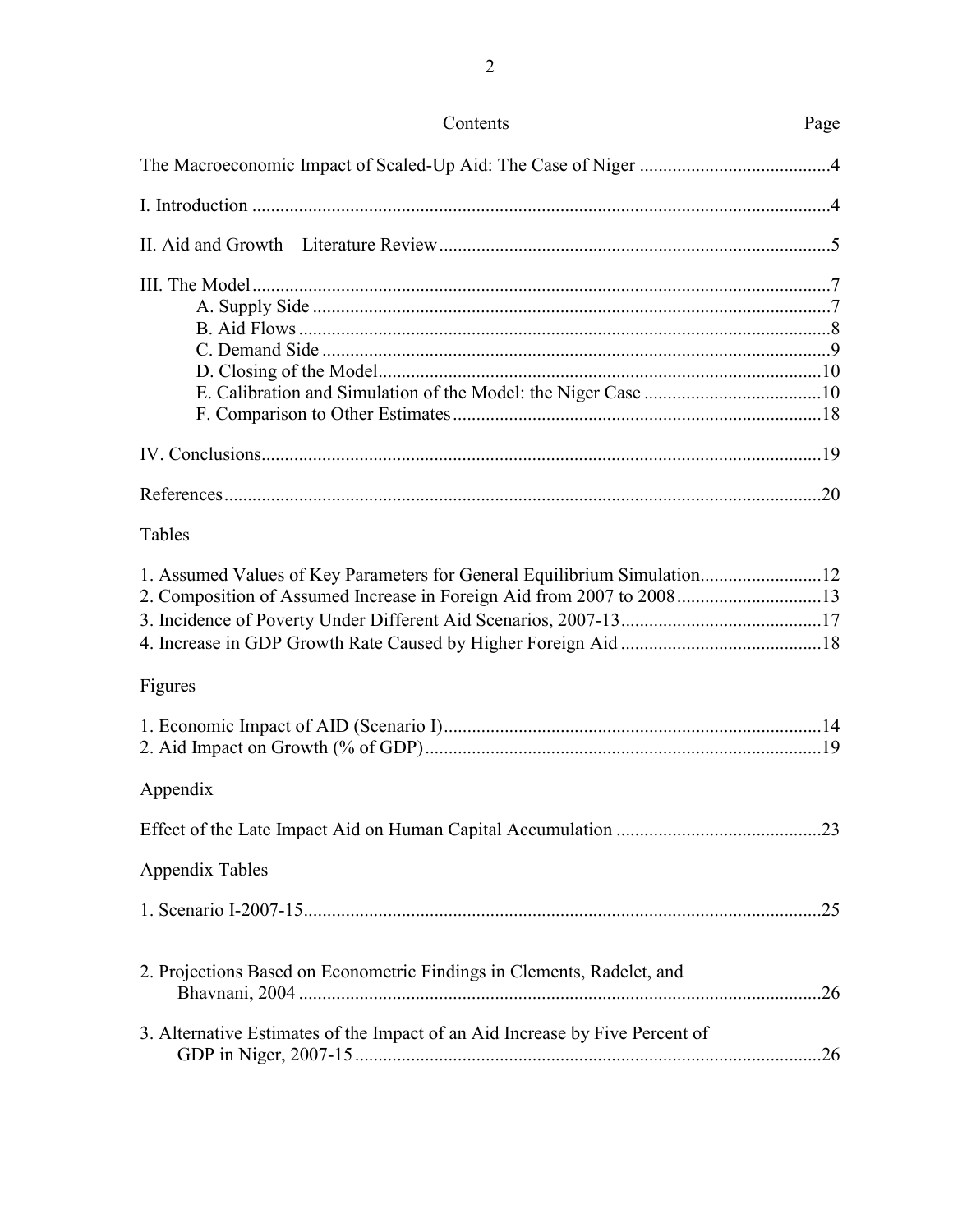Contents Page

The Macroeconomic Impact of Scaled-Up Aid: The Case of Niger .........................................4

I. Introduction ...........................................................................................................................4

II. Aid and Growth—Literature Review ...................................................................................5

III. The Model ...........................................................................................................................7
- A. Supply Side ..............................................................................................................7
- B. Aid Flows .................................................................................................................8
- C. Demand Side ............................................................................................................9
- D. Closing of the Model..............................................................................................10
- E. Calibration and Simulation of the Model: the Niger Case ......................................10
- F. Comparison to Other Estimates ..............................................................................18

IV. Conclusions.......................................................................................................................19

References..............................................................................................................................20

Tables

1. Assumed Values of Key Parameters for General Equilibrium Simulation..........................12
2. Composition of Assumed Increase in Foreign Aid from 2007 to 2008...............................13
3. Incidence of Poverty Under Different Aid Scenarios, 2007-13...........................................17
4. Increase in GDP Growth Rate Caused by Higher Foreign Aid ...........................................18

Figures

1. Economic Impact of AID (Scenario I)................................................................................14
2. Aid Impact on Growth (% of GDP)....................................................................................19

Appendix

Effect of the Late Impact Aid on Human Capital Accumulation ...........................................23

Appendix Tables

1. Scenario I-2007-15..............................................................................................................25

2. Projections Based on Econometric Findings in Clements, Radelet, and Bhavnani, 2004 ................................................................................................................26

3. Alternative Estimates of the Impact of an Aid Increase by Five Percent of GDP in Niger, 2007-15 ...................................................................................................26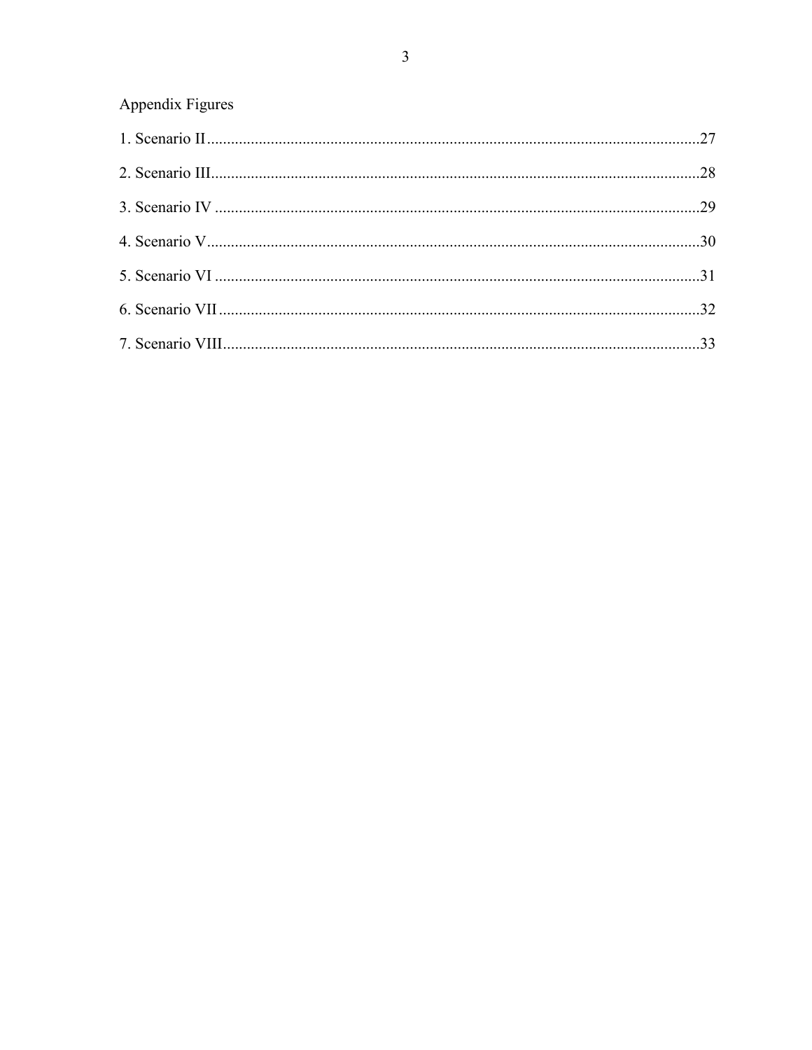Appendix Figures

1. Scenario II ........................................................................................................................27

2. Scenario III.......................................................................................................................28

3. Scenario IV ......................................................................................................................29

4. Scenario V........................................................................................................................30

5. Scenario VI ......................................................................................................................31

6. Scenario VII .....................................................................................................................32

7. Scenario VIII....................................................................................................................33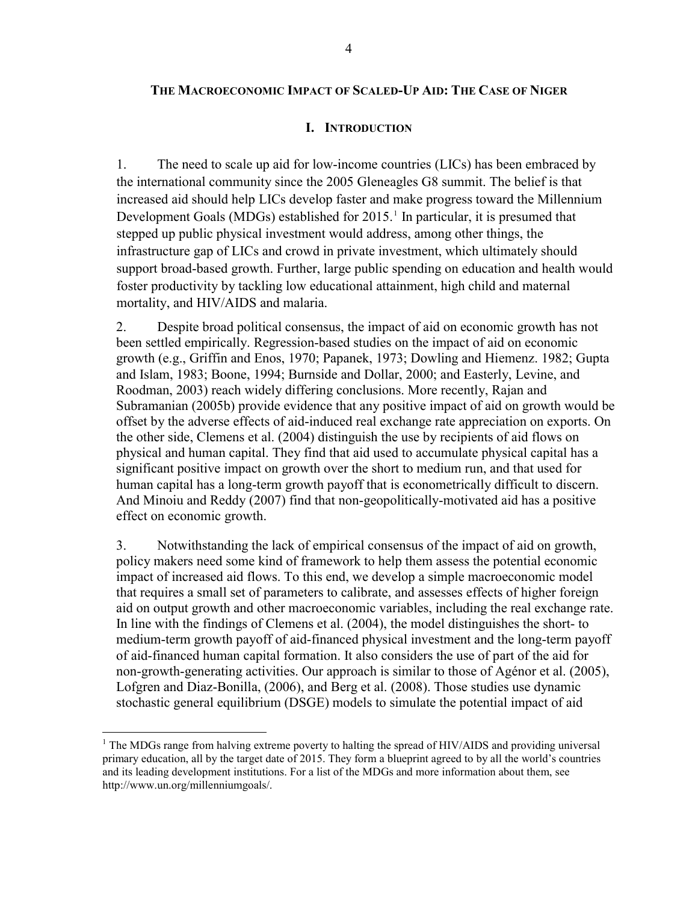## The Macroeconomic Impact of Scaled-Up Aid: The Case of Niger

### I. Introduction

1. The need to scale up aid for low-income countries (LICs) has been embraced by the international community since the 2005 Gleneagles G8 summit. The belief is that increased aid should help LICs develop faster and make progress toward the Millennium Development Goals (MDGs) established for 2015.[1] In particular, it is presumed that stepped up public physical investment would address, among other things, the infrastructure gap of LICs and crowd in private investment, which ultimately should support broad-based growth. Further, large public spending on education and health would foster productivity by tackling low educational attainment, high child and maternal mortality, and HIV/AIDS and malaria.

2. Despite broad political consensus, the impact of aid on economic growth has not been settled empirically. Regression-based studies on the impact of aid on economic growth (e.g., Griffin and Enos, 1970; Papanek, 1973; Dowling and Hiemenz. 1982; Gupta and Islam, 1983; Boone, 1994; Burnside and Dollar, 2000; and Easterly, Levine, and Roodman, 2003) reach widely differing conclusions. More recently, Rajan and Subramanian (2005b) provide evidence that any positive impact of aid on growth would be offset by the adverse effects of aid-induced real exchange rate appreciation on exports. On the other side, Clemens et al. (2004) distinguish the use by recipients of aid flows on physical and human capital. They find that aid used to accumulate physical capital has a significant positive impact on growth over the short to medium run, and that used for human capital has a long-term growth payoff that is econometrically difficult to discern. And Minoiu and Reddy (2007) find that non-geopolitically-motivated aid has a positive effect on economic growth.

3. Notwithstanding the lack of empirical consensus of the impact of aid on growth, policy makers need some kind of framework to help them assess the potential economic impact of increased aid flows. To this end, we develop a simple macroeconomic model that requires a small set of parameters to calibrate, and assesses effects of higher foreign aid on output growth and other macroeconomic variables, including the real exchange rate. In line with the findings of Clemens et al. (2004), the model distinguishes the short- to medium-term growth payoff of aid-financed physical investment and the long-term payoff of aid-financed human capital formation. It also considers the use of part of the aid for non-growth-generating activities. Our approach is similar to those of Agénor et al. (2005), Lofgren and Diaz-Bonilla, (2006), and Berg et al. (2008). Those studies use dynamic stochastic general equilibrium (DSGE) models to simulate the potential impact of aid

[1] The MDGs range from halving extreme poverty to halting the spread of HIV/AIDS and providing universal primary education, all by the target date of 2015. They form a blueprint agreed to by all the world's countries and its leading development institutions. For a list of the MDGs and more information about them, see http://www.un.org/milleniumgoals/.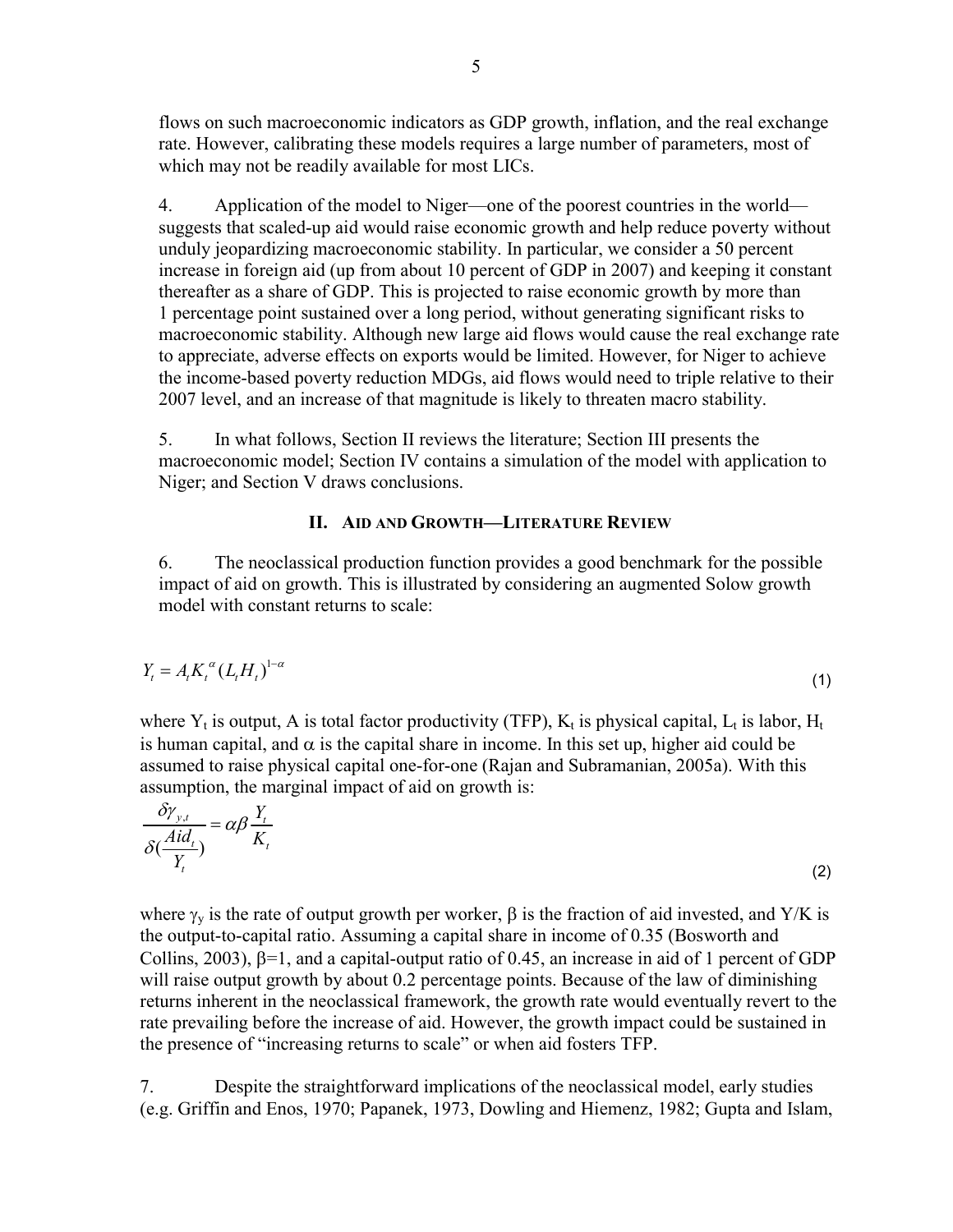flows on such macroeconomic indicators as GDP growth, inflation, and the real exchange rate. However, calibrating these models requires a large number of parameters, most of which may not be readily available for most LICs.

4. Application of the model to Niger—one of the poorest countries in the world—suggests that scaled-up aid would raise economic growth and help reduce poverty without unduly jeopardizing macroeconomic stability. In particular, we consider a 50 percent increase in foreign aid (up from about 10 percent of GDP in 2007) and keeping it constant thereafter as a share of GDP. This is projected to raise economic growth by more than 1 percentage point sustained over a long period, without generating significant risks to macroeconomic stability. Although new large aid flows would cause the real exchange rate to appreciate, adverse effects on exports would be limited. However, for Niger to achieve the income-based poverty reduction MDGs, aid flows would need to triple relative to their 2007 level, and an increase of that magnitude is likely to threaten macro stability.

5. In what follows, Section II reviews the literature; Section III presents the macroeconomic model; Section IV contains a simulation of the model with application to Niger; and Section V draws conclusions.

## II. Aid and Growth—Literature Review

6. The neoclassical production function provides a good benchmark for the possible impact of aid on growth. This is illustrated by considering an augmented Solow growth model with constant returns to scale:

$$Y_t = A_t K_t^{\alpha} (L_t H_t)^{1-\alpha} \tag{1}$$

where $Y_t$ is output, A is total factor productivity (TFP), $K_t$ is physical capital, $L_t$ is labor, $H_t$ is human capital, and $\alpha$ is the capital share in income. In this set up, higher aid could be assumed to raise physical capital one-for-one (Rajan and Subramanian, 2005a). With this assumption, the marginal impact of aid on growth is:

$$\frac{\delta \gamma_{y,t}}{\delta(\frac{Aid_t}{Y_t})} = \alpha \beta \frac{Y_t}{K_t} \tag{2}$$

where $\gamma_y$ is the rate of output growth per worker, $\beta$ is the fraction of aid invested, and Y/K is the output-to-capital ratio. Assuming a capital share in income of 0.35 (Bosworth and Collins, 2003), $\beta$=1, and a capital-output ratio of 0.45, an increase in aid of 1 percent of GDP will raise output growth by about 0.2 percentage points. Because of the law of diminishing returns inherent in the neoclassical framework, the growth rate would eventually revert to the rate prevailing before the increase of aid. However, the growth impact could be sustained in the presence of "increasing returns to scale" or when aid fosters TFP.

7. Despite the straightforward implications of the neoclassical model, early studies (e.g. Griffin and Enos, 1970; Papanek, 1973, Dowling and Hiemenz, 1982; Gupta and Islam,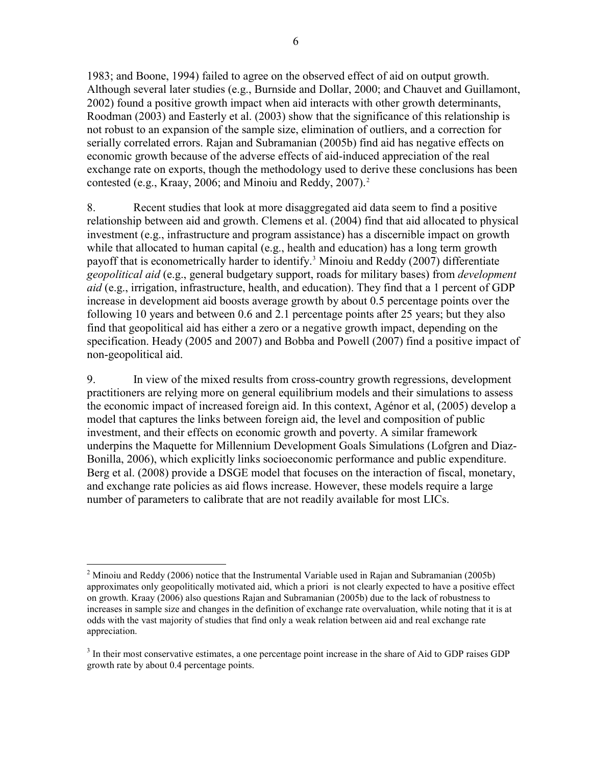1983; and Boone, 1994) failed to agree on the observed effect of aid on output growth. Although several later studies (e.g., Burnside and Dollar, 2000; and Chauvet and Guillamont, 2002) found a positive growth impact when aid interacts with other growth determinants, Roodman (2003) and Easterly et al. (2003) show that the significance of this relationship is not robust to an expansion of the sample size, elimination of outliers, and a correction for serially correlated errors. Rajan and Subramanian (2005b) find aid has negative effects on economic growth because of the adverse effects of aid-induced appreciation of the real exchange rate on exports, though the methodology used to derive these conclusions has been contested (e.g., Kraay, 2006; and Minoiu and Reddy, 2007).[2]

8. Recent studies that look at more disaggregated aid data seem to find a positive relationship between aid and growth. Clemens et al. (2004) find that aid allocated to physical investment (e.g., infrastructure and program assistance) has a discernible impact on growth while that allocated to human capital (e.g., health and education) has a long term growth payoff that is econometrically harder to identify.[3] Minoiu and Reddy (2007) differentiate *geopolitical aid* (e.g., general budgetary support, roads for military bases) from *development aid* (e.g., irrigation, infrastructure, health, and education). They find that a 1 percent of GDP increase in development aid boosts average growth by about 0.5 percentage points over the following 10 years and between 0.6 and 2.1 percentage points after 25 years; but they also find that geopolitical aid has either a zero or a negative growth impact, depending on the specification. Heady (2005 and 2007) and Bobba and Powell (2007) find a positive impact of non-geopolitical aid.

9. In view of the mixed results from cross-country growth regressions, development practitioners are relying more on general equilibrium models and their simulations to assess the economic impact of increased foreign aid. In this context, Agénor et al, (2005) develop a model that captures the links between foreign aid, the level and composition of public investment, and their effects on economic growth and poverty. A similar framework underpins the Maquette for Millennium Development Goals Simulations (Lofgren and Diaz-Bonilla, 2006), which explicitly links socioeconomic performance and public expenditure. Berg et al. (2008) provide a DSGE model that focuses on the interaction of fiscal, monetary, and exchange rate policies as aid flows increase. However, these models require a large number of parameters to calibrate that are not readily available for most LICs.

---

[2] Minoiu and Reddy (2006) notice that the Instrumental Variable used in Rajan and Subramanian (2005b) approximates only geopolitically motivated aid, which a priori is not clearly expected to have a positive effect on growth. Kraay (2006) also questions Rajan and Subramanian (2005b) due to the lack of robustness to increases in sample size and changes in the definition of exchange rate overvaluation, while noting that it is at odds with the vast majority of studies that find only a weak relation between aid and real exchange rate appreciation.

[3] In their most conservative estimates, a one percentage point increase in the share of Aid to GDP raises GDP growth rate by about 0.4 percentage points.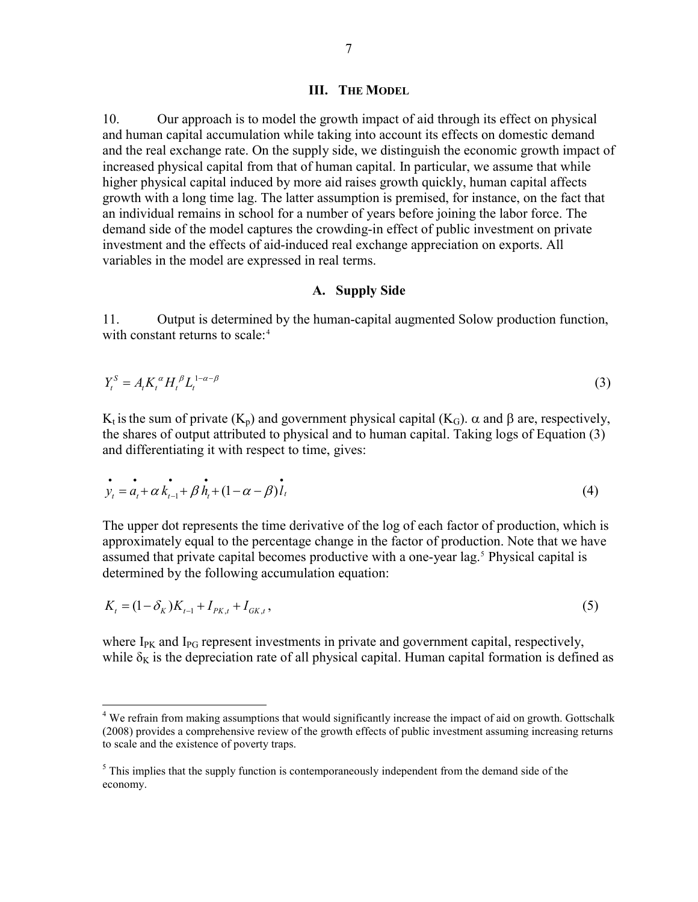## III. The Model

10. Our approach is to model the growth impact of aid through its effect on physical and human capital accumulation while taking into account its effects on domestic demand and the real exchange rate. On the supply side, we distinguish the economic growth impact of increased physical capital from that of human capital. In particular, we assume that while higher physical capital induced by more aid raises growth quickly, human capital affects growth with a long time lag. The latter assumption is premised, for instance, on the fact that an individual remains in school for a number of years before joining the labor force. The demand side of the model captures the crowding-in effect of public investment on private investment and the effects of aid-induced real exchange appreciation on exports. All variables in the model are expressed in real terms.

### A. Supply Side

11. Output is determined by the human-capital augmented Solow production function, with constant returns to scale:[4]

$$Y_t^S = A_t K_t^{\alpha} H_t^{\beta} L_t^{1-\alpha-\beta} \tag{3}$$

$K_t$ is the sum of private ($K_p$) and government physical capital ($K_G$). $\alpha$ and $\beta$ are, respectively, the shares of output attributed to physical and to human capital. Taking logs of Equation (3) and differentiating it with respect to time, gives:

$$\dot{y}_t = \dot{a}_t + \alpha \dot{k}_{t-1} + \beta \dot{h}_t + (1-\alpha-\beta)\dot{l}_t \tag{4}$$

The upper dot represents the time derivative of the log of each factor of production, which is approximately equal to the percentage change in the factor of production. Note that we have assumed that private capital becomes productive with a one-year lag.[5] Physical capital is determined by the following accumulation equation:

$$K_t = (1-\delta_K)K_{t-1} + I_{PK,t} + I_{GK,t}, \tag{5}$$

where $I_{PK}$ and $I_{PG}$ represent investments in private and government capital, respectively, while $\delta_K$ is the depreciation rate of all physical capital. Human capital formation is defined as

---

[4] We refrain from making assumptions that would significantly increase the impact of aid on growth. Gottschalk (2008) provides a comprehensive review of the growth effects of public investment assuming increasing returns to scale and the existence of poverty traps.

[5] This implies that the supply function is contemporaneously independent from the demand side of the economy.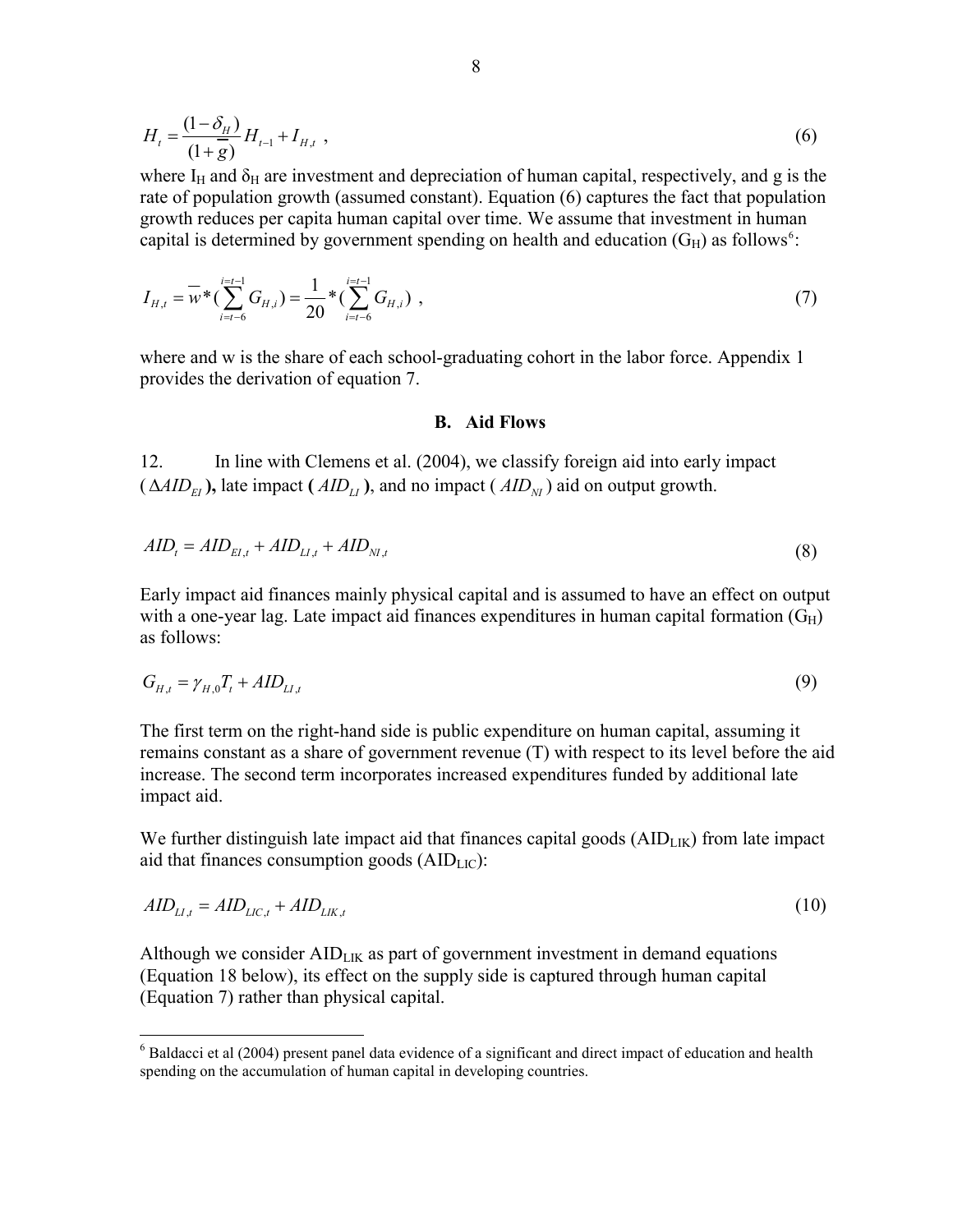$$H_t = \frac{(1-\delta_H)}{(1+\overline{g})} H_{t-1} + I_{H,t} \ , \tag{6}$$

where $I_H$ and $\delta_H$ are investment and depreciation of human capital, respectively, and g is the rate of population growth (assumed constant). Equation (6) captures the fact that population growth reduces per capita human capital over time. We assume that investment in human capital is determined by government spending on health and education ($G_H$) as follows[6]:

$$I_{H,t} = \overline{w} * (\sum_{i=t-6}^{i=t-1} G_{H,i}) = \frac{1}{20} * (\sum_{i=t-6}^{i=t-1} G_{H,i}) \ , \tag{7}$$

where and w is the share of each school-graduating cohort in the labor force. Appendix 1 provides the derivation of equation 7.

### B. Aid Flows

12. In line with Clemens et al. (2004), we classify foreign aid into early impact ($\Delta AID_{EI}$**),** late impact **(** $AID_{LI}$ **)**, and no impact ( $AID_{NI}$ ) aid on output growth.

$$AID_t = AID_{EI,t} + AID_{LI,t} + AID_{NI,t} \tag{8}$$

Early impact aid finances mainly physical capital and is assumed to have an effect on output with a one-year lag. Late impact aid finances expenditures in human capital formation ($G_H$) as follows:

$$G_{H,t} = \gamma_{H,0} T_t + AID_{LI,t} \tag{9}$$

The first term on the right-hand side is public expenditure on human capital, assuming it remains constant as a share of government revenue (T) with respect to its level before the aid increase. The second term incorporates increased expenditures funded by additional late impact aid.

We further distinguish late impact aid that finances capital goods ($AID_{LIK}$) from late impact aid that finances consumption goods ($AID_{LIC}$):

$$AID_{LI,t} = AID_{LIC,t} + AID_{LIK,t} \tag{10}$$

Although we consider $AID_{LIK}$ as part of government investment in demand equations (Equation 18 below), its effect on the supply side is captured through human capital (Equation 7) rather than physical capital.

---

[6] Baldacci et al (2004) present panel data evidence of a significant and direct impact of education and health spending on the accumulation of human capital in developing countries.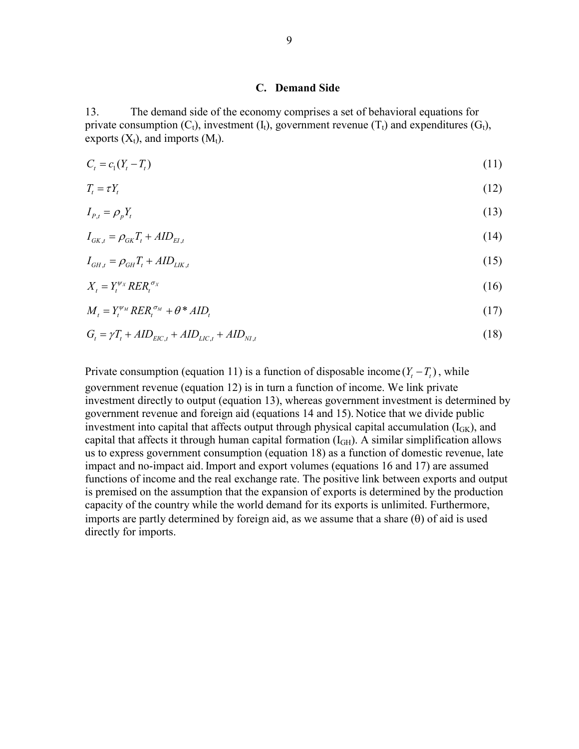### C. Demand Side

13. The demand side of the economy comprises a set of behavioral equations for private consumption ($C_t$), investment ($I_t$), government revenue ($T_t$) and expenditures ($G_t$), exports ($X_t$), and imports ($M_t$).

$$C_t = c_1(Y_t - T_t) \tag{11}$$

$$T_t = \tau Y_t \tag{12}$$

$$I_{P,t} = \rho_p Y_t \tag{13}$$

$$I_{GK,t} = \rho_{GK} T_t + AID_{EI,t} \tag{14}$$

$$I_{GH,t} = \rho_{GH} T_t + AID_{LIK,t} \tag{15}$$

$$X_t = Y_t^{\psi_X} RER_t^{\sigma_X} \tag{16}$$

$$M_t = Y_t^{\psi_M} RER_t^{\sigma_M} + \theta * AID_t \tag{17}$$

$$G_t = \gamma T_t + AID_{EIC,t} + AID_{LIC,t} + AID_{NI,t} \tag{18}$$

Private consumption (equation 11) is a function of disposable income $(Y_t - T_t)$, while government revenue (equation 12) is in turn a function of income. We link private investment directly to output (equation 13), whereas government investment is determined by government revenue and foreign aid (equations 14 and 15). Notice that we divide public investment into capital that affects output through physical capital accumulation ($I_{GK}$), and capital that affects it through human capital formation ($I_{GH}$). A similar simplification allows us to express government consumption (equation 18) as a function of domestic revenue, late impact and no-impact aid. Import and export volumes (equations 16 and 17) are assumed functions of income and the real exchange rate. The positive link between exports and output is premised on the assumption that the expansion of exports is determined by the production capacity of the country while the world demand for its exports is unlimited. Furthermore, imports are partly determined by foreign aid, as we assume that a share ($\theta$) of aid is used directly for imports.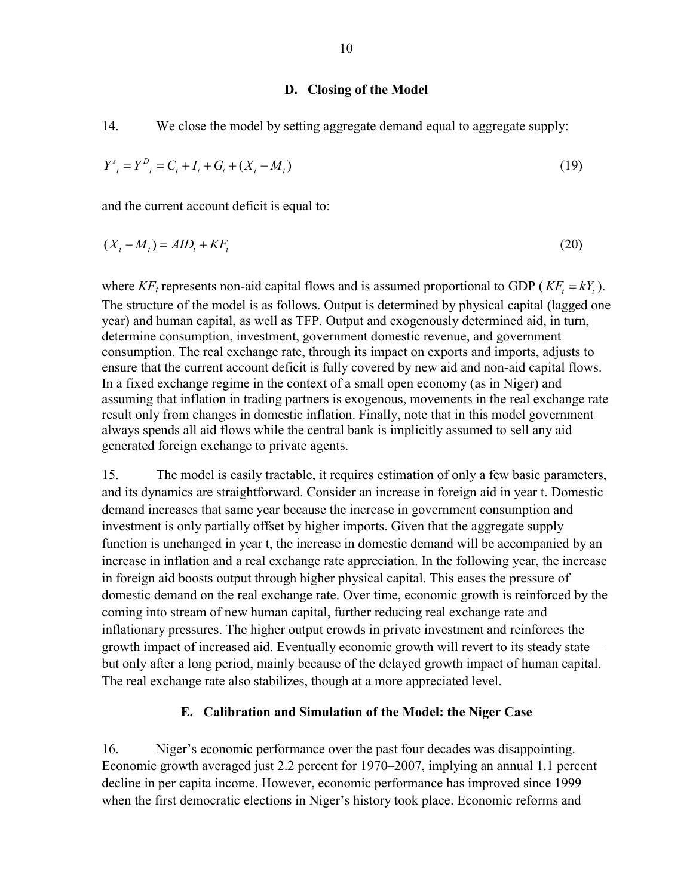### D. Closing of the Model

14. We close the model by setting aggregate demand equal to aggregate supply:

$$Y^s_t = Y^D_t = C_t + I_t + G_t + (X_t - M_t) \tag{19}$$

and the current account deficit is equal to:

$$(X_t - M_t) = AID_t + KF_t \tag{20}$$

where $KF_t$ represents non-aid capital flows and is assumed proportional to GDP ($KF_t = kY_t$). The structure of the model is as follows. Output is determined by physical capital (lagged one year) and human capital, as well as TFP. Output and exogenously determined aid, in turn, determine consumption, investment, government domestic revenue, and government consumption. The real exchange rate, through its impact on exports and imports, adjusts to ensure that the current account deficit is fully covered by new aid and non-aid capital flows. In a fixed exchange regime in the context of a small open economy (as in Niger) and assuming that inflation in trading partners is exogenous, movements in the real exchange rate result only from changes in domestic inflation. Finally, note that in this model government always spends all aid flows while the central bank is implicitly assumed to sell any aid generated foreign exchange to private agents.

15. The model is easily tractable, it requires estimation of only a few basic parameters, and its dynamics are straightforward. Consider an increase in foreign aid in year t. Domestic demand increases that same year because the increase in government consumption and investment is only partially offset by higher imports. Given that the aggregate supply function is unchanged in year t, the increase in domestic demand will be accompanied by an increase in inflation and a real exchange rate appreciation. In the following year, the increase in foreign aid boosts output through higher physical capital. This eases the pressure of domestic demand on the real exchange rate. Over time, economic growth is reinforced by the coming into stream of new human capital, further reducing real exchange rate and inflationary pressures. The higher output crowds in private investment and reinforces the growth impact of increased aid. Eventually economic growth will revert to its steady state—but only after a long period, mainly because of the delayed growth impact of human capital. The real exchange rate also stabilizes, though at a more appreciated level.

### E. Calibration and Simulation of the Model: the Niger Case

16. Niger's economic performance over the past four decades was disappointing. Economic growth averaged just 2.2 percent for 1970–2007, implying an annual 1.1 percent decline in per capita income. However, economic performance has improved since 1999 when the first democratic elections in Niger's history took place. Economic reforms and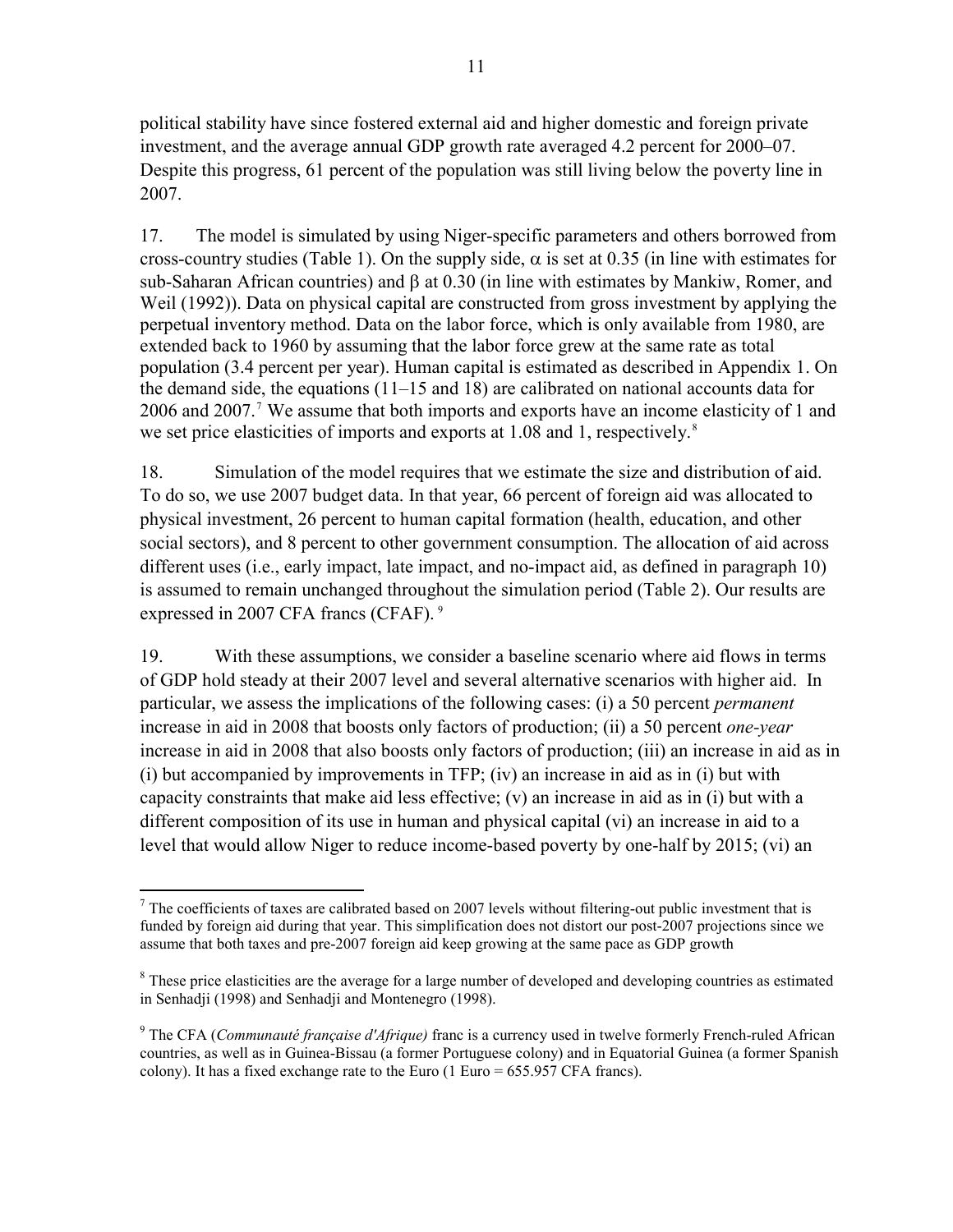political stability have since fostered external aid and higher domestic and foreign private investment, and the average annual GDP growth rate averaged 4.2 percent for 2000–07. Despite this progress, 61 percent of the population was still living below the poverty line in 2007.

17. The model is simulated by using Niger-specific parameters and others borrowed from cross-country studies (Table 1). On the supply side, $\alpha$ is set at 0.35 (in line with estimates for sub-Saharan African countries) and $\beta$ at 0.30 (in line with estimates by Mankiw, Romer, and Weil (1992)). Data on physical capital are constructed from gross investment by applying the perpetual inventory method. Data on the labor force, which is only available from 1980, are extended back to 1960 by assuming that the labor force grew at the same rate as total population (3.4 percent per year). Human capital is estimated as described in Appendix 1. On the demand side, the equations (11–15 and 18) are calibrated on national accounts data for 2006 and 2007.[7] We assume that both imports and exports have an income elasticity of 1 and we set price elasticities of imports and exports at 1.08 and 1, respectively.[8]

18. Simulation of the model requires that we estimate the size and distribution of aid. To do so, we use 2007 budget data. In that year, 66 percent of foreign aid was allocated to physical investment, 26 percent to human capital formation (health, education, and other social sectors), and 8 percent to other government consumption. The allocation of aid across different uses (i.e., early impact, late impact, and no-impact aid, as defined in paragraph 10) is assumed to remain unchanged throughout the simulation period (Table 2). Our results are expressed in 2007 CFA francs (CFAF).[9]

19. With these assumptions, we consider a baseline scenario where aid flows in terms of GDP hold steady at their 2007 level and several alternative scenarios with higher aid. In particular, we assess the implications of the following cases: (i) a 50 percent *permanent* increase in aid in 2008 that boosts only factors of production; (ii) a 50 percent *one-year* increase in aid in 2008 that also boosts only factors of production; (iii) an increase in aid as in (i) but accompanied by improvements in TFP; (iv) an increase in aid as in (i) but with capacity constraints that make aid less effective; (v) an increase in aid as in (i) but with a different composition of its use in human and physical capital (vi) an increase in aid to a level that would allow Niger to reduce income-based poverty by one-half by 2015; (vi) an

---

[7] The coefficients of taxes are calibrated based on 2007 levels without filtering-out public investment that is funded by foreign aid during that year. This simplification does not distort our post-2007 projections since we assume that both taxes and pre-2007 foreign aid keep growing at the same pace as GDP growth

[8] These price elasticities are the average for a large number of developed and developing countries as estimated in Senhadji (1998) and Senhadji and Montenegro (1998).

[9] The CFA (*Communauté française d'Afrique)* franc is a currency used in twelve formerly French-ruled African countries, as well as in Guinea-Bissau (a former Portuguese colony) and in Equatorial Guinea (a former Spanish colony). It has a fixed exchange rate to the Euro (1 Euro = 655.957 CFA francs).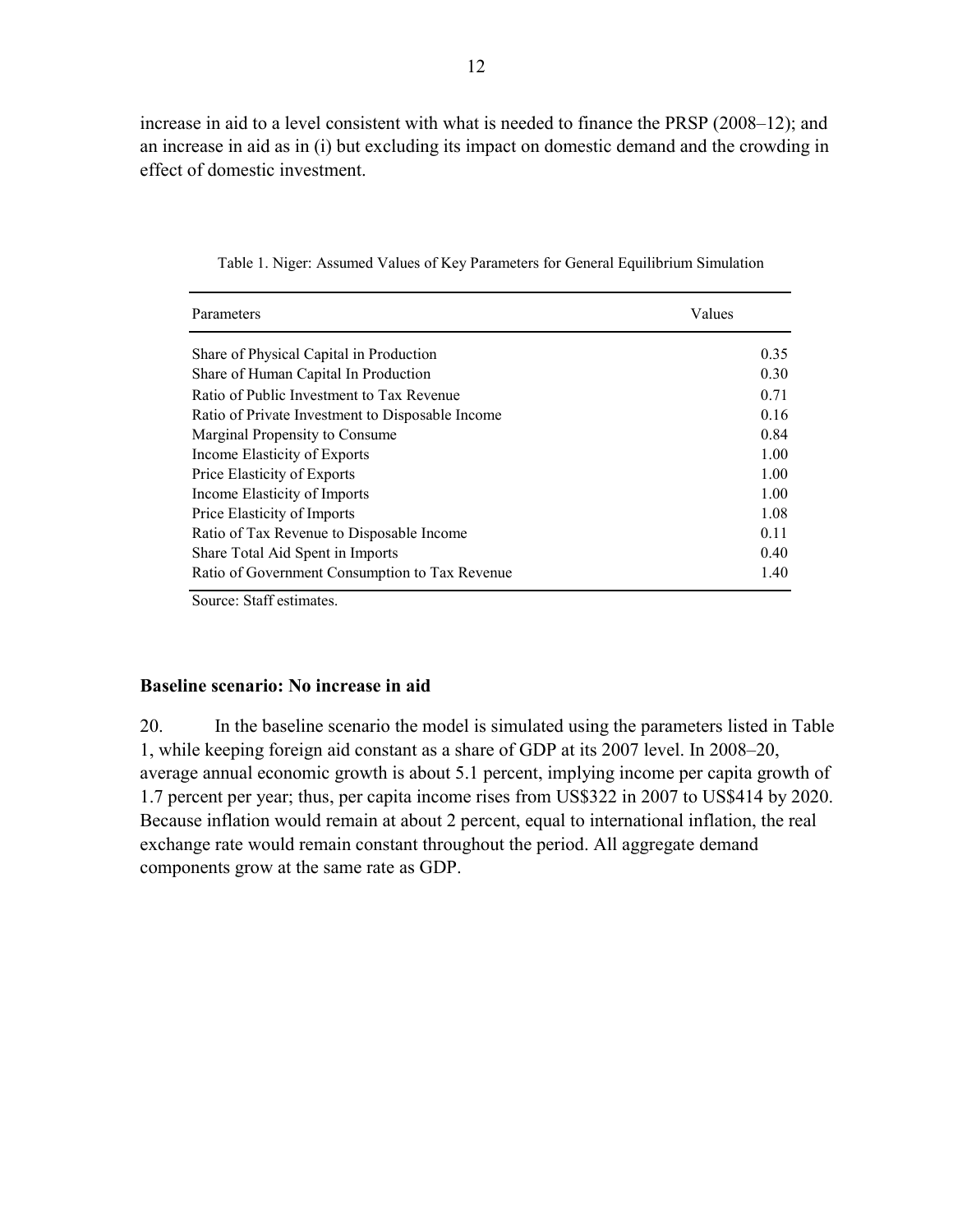increase in aid to a level consistent with what is needed to finance the PRSP (2008–12); and an increase in aid as in (i) but excluding its impact on domestic demand and the crowding in effect of domestic investment.

Table 1. Niger: Assumed Values of Key Parameters for General Equilibrium Simulation

| Parameters | Values |
|---|---|
| Share of Physical Capital in Production | 0.35 |
| Share of Human Capital In Production | 0.30 |
| Ratio of Public Investment to Tax Revenue | 0.71 |
| Ratio of Private Investment to Disposable Income | 0.16 |
| Marginal Propensity to Consume | 0.84 |
| Income Elasticity of Exports | 1.00 |
| Price Elasticity of Exports | 1.00 |
| Income Elasticity of Imports | 1.00 |
| Price Elasticity of Imports | 1.08 |
| Ratio of Tax Revenue to Disposable Income | 0.11 |
| Share Total Aid Spent in Imports | 0.40 |
| Ratio of Government Consumption to Tax Revenue | 1.40 |

Source: Staff estimates.

### Baseline scenario: No increase in aid

20. In the baseline scenario the model is simulated using the parameters listed in Table 1, while keeping foreign aid constant as a share of GDP at its 2007 level. In 2008–20, average annual economic growth is about 5.1 percent, implying income per capita growth of 1.7 percent per year; thus, per capita income rises from US$322 in 2007 to US$414 by 2020. Because inflation would remain at about 2 percent, equal to international inflation, the real exchange rate would remain constant throughout the period. All aggregate demand components grow at the same rate as GDP.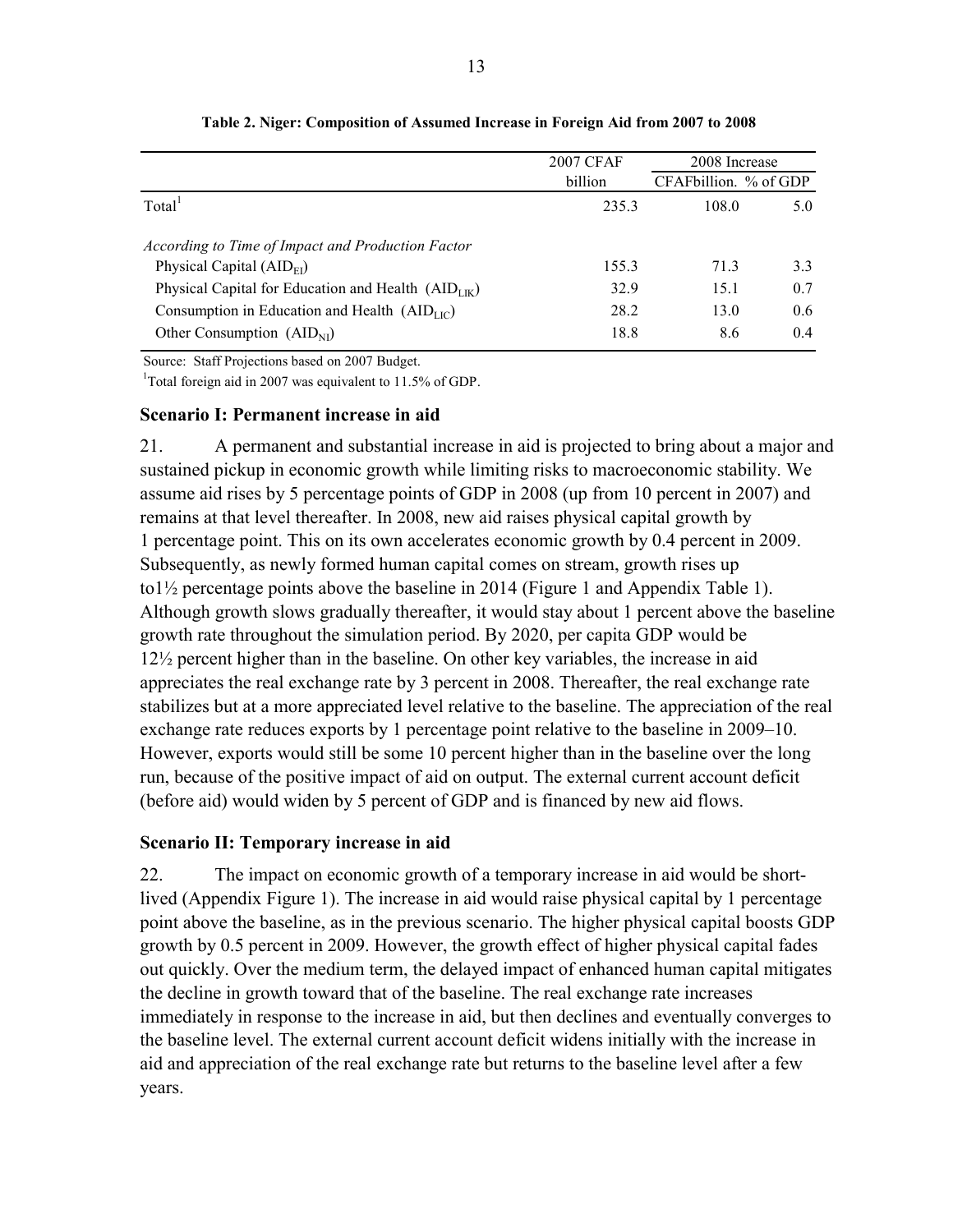**Table 2. Niger: Composition of Assumed Increase in Foreign Aid from 2007 to 2008**

| | 2007 CFAF billion | 2008 Increase | |
|---|---|---|---|
| | | CFAFbillion. | % of GDP |
| Total[1] | 235.3 | 108.0 | 5.0 |
| *According to Time of Impact and Production Factor* | | | |
| Physical Capital ($AID_{EI}$) | 155.3 | 71.3 | 3.3 |
| Physical Capital for Education and Health ($AID_{LIK}$) | 32.9 | 15.1 | 0.7 |
| Consumption in Education and Health ($AID_{LIC}$) | 28.2 | 13.0 | 0.6 |
| Other Consumption ($AID_{NI}$) | 18.8 | 8.6 | 0.4 |

Source: Staff Projections based on 2007 Budget.

[1]Total foreign aid in 2007 was equivalent to 11.5% of GDP.

### Scenario I: Permanent increase in aid

21. A permanent and substantial increase in aid is projected to bring about a major and sustained pickup in economic growth while limiting risks to macroeconomic stability. We assume aid rises by 5 percentage points of GDP in 2008 (up from 10 percent in 2007) and remains at that level thereafter. In 2008, new aid raises physical capital growth by 1 percentage point. This on its own accelerates economic growth by 0.4 percent in 2009. Subsequently, as newly formed human capital comes on stream, growth rises up to1½ percentage points above the baseline in 2014 (Figure 1 and Appendix Table 1). Although growth slows gradually thereafter, it would stay about 1 percent above the baseline growth rate throughout the simulation period. By 2020, per capita GDP would be 12½ percent higher than in the baseline. On other key variables, the increase in aid appreciates the real exchange rate by 3 percent in 2008. Thereafter, the real exchange rate stabilizes but at a more appreciated level relative to the baseline. The appreciation of the real exchange rate reduces exports by 1 percentage point relative to the baseline in 2009–10. However, exports would still be some 10 percent higher than in the baseline over the long run, because of the positive impact of aid on output. The external current account deficit (before aid) would widen by 5 percent of GDP and is financed by new aid flows.

### Scenario II: Temporary increase in aid

22. The impact on economic growth of a temporary increase in aid would be short-lived (Appendix Figure 1). The increase in aid would raise physical capital by 1 percentage point above the baseline, as in the previous scenario. The higher physical capital boosts GDP growth by 0.5 percent in 2009. However, the growth effect of higher physical capital fades out quickly. Over the medium term, the delayed impact of enhanced human capital mitigates the decline in growth toward that of the baseline. The real exchange rate increases immediately in response to the increase in aid, but then declines and eventually converges to the baseline level. The external current account deficit widens initially with the increase in aid and appreciation of the real exchange rate but returns to the baseline level after a few years.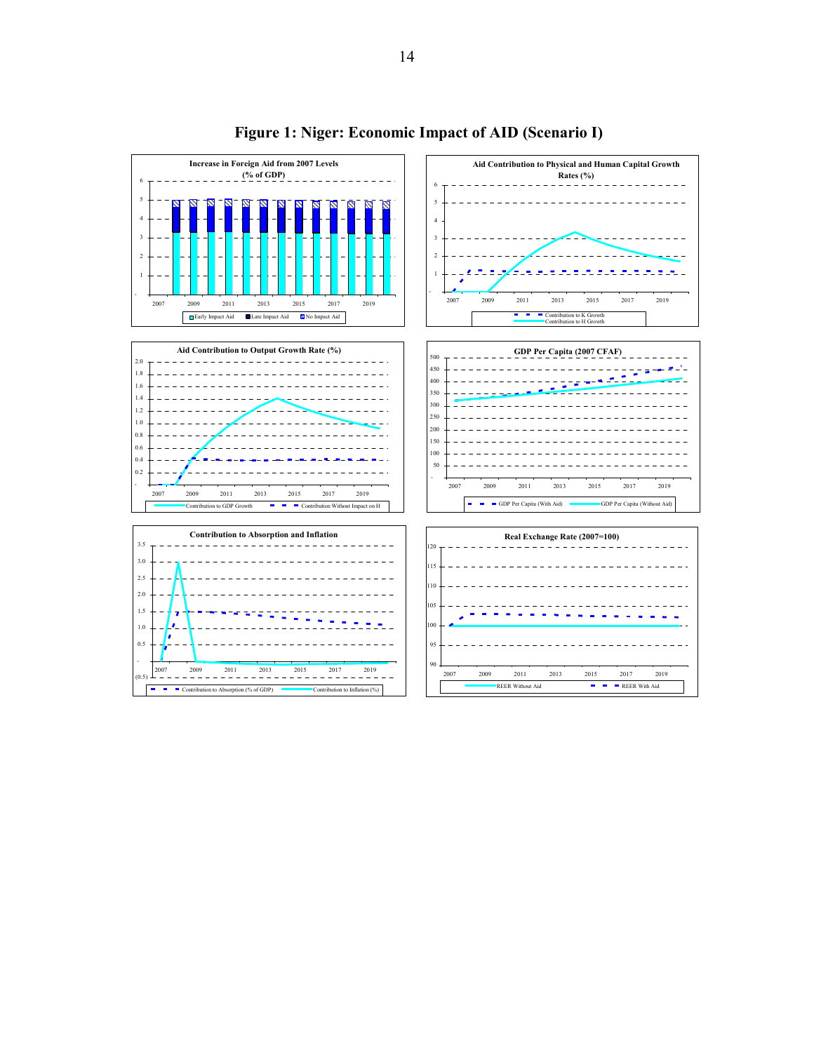# Figure 1: Niger: Economic Impact of AID (Scenario I)

**Increase in Foreign Aid from 2007 Levels (% of GDP)**

Early Impact Aid | Late Impact Aid | No Impact Aid

**Aid Contribution to Physical and Human Capital Growth Rates (%)**

Contribution to K Growth | Contribution to H Growth

**Aid Contribution to Output Growth Rate (%)**

Contribution to GDP Growth | Contribution Without Impact on H

**GDP Per Capita (2007 CFAF)**

GDP Per Capita (With Aid) | GDP Per Capita (Without Aid)

**Contribution to Absorption and Inflation**

Contribution to Absorption (% of GDP) | Contribution to Inflation (%)

**Real Exchange Rate (2007=100)**

REER Without Aid | REER With Aid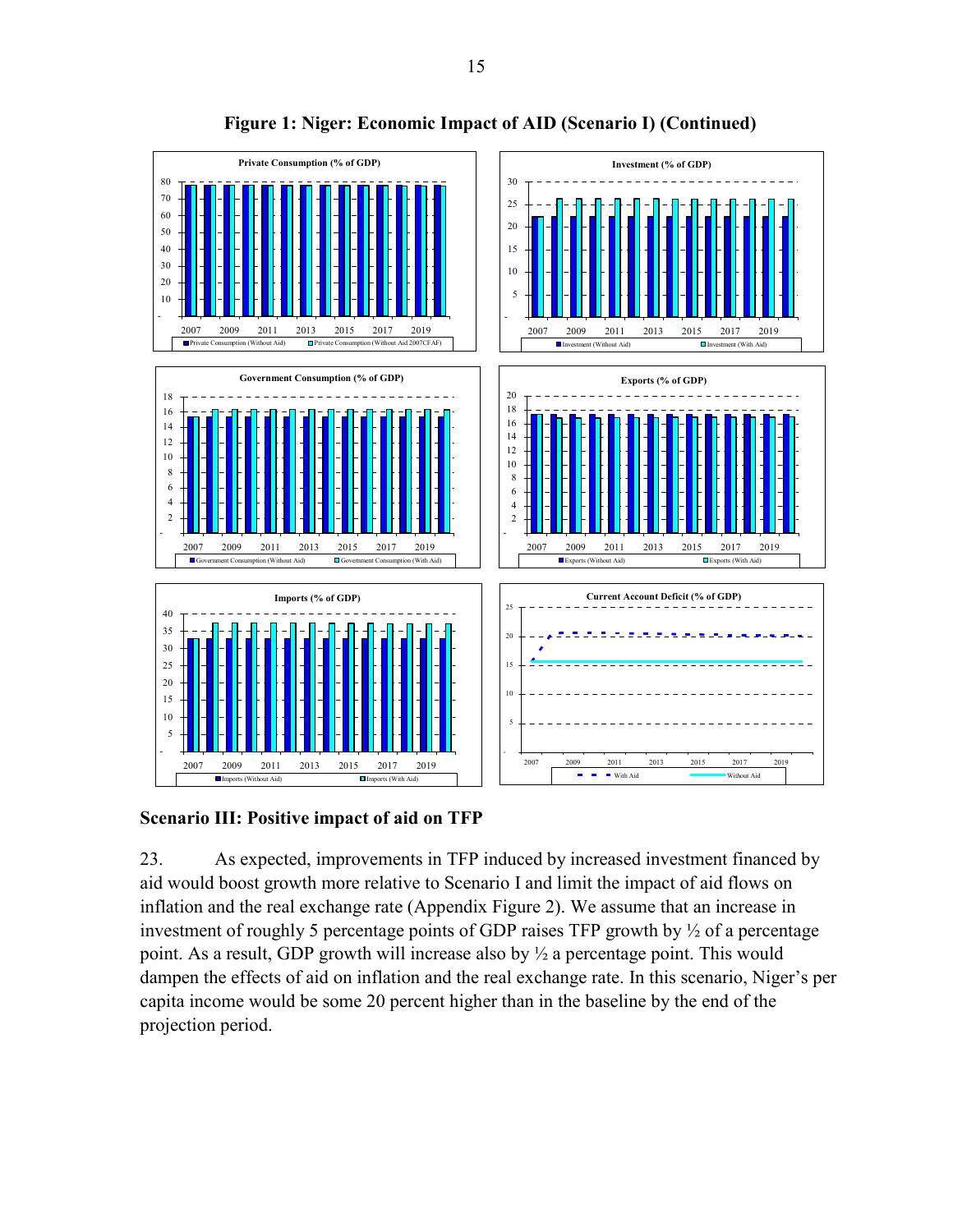**Figure 1: Niger: Economic Impact of AID (Scenario I) (Continued)**

### Scenario III: Positive impact of aid on TFP

23. As expected, improvements in TFP induced by increased investment financed by aid would boost growth more relative to Scenario I and limit the impact of aid flows on inflation and the real exchange rate (Appendix Figure 2). We assume that an increase in investment of roughly 5 percentage points of GDP raises TFP growth by ½ of a percentage point. As a result, GDP growth will increase also by ½ a percentage point. This would dampen the effects of aid on inflation and the real exchange rate. In this scenario, Niger's per capita income would be some 20 percent higher than in the baseline by the end of the projection period.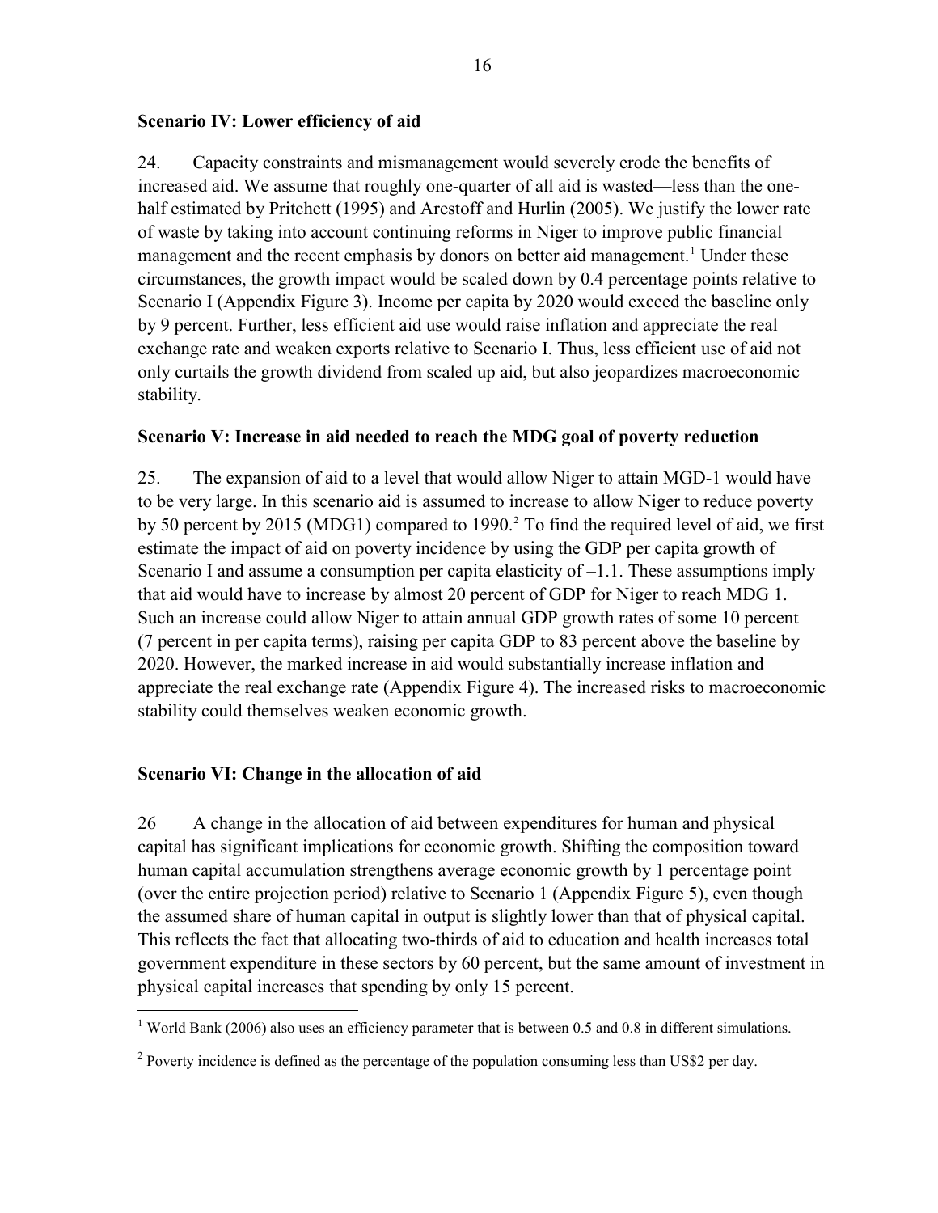### Scenario IV: Lower efficiency of aid

24. Capacity constraints and mismanagement would severely erode the benefits of increased aid. We assume that roughly one-quarter of all aid is wasted—less than the one-half estimated by Pritchett (1995) and Arestoff and Hurlin (2005). We justify the lower rate of waste by taking into account continuing reforms in Niger to improve public financial management and the recent emphasis by donors on better aid management.[1] Under these circumstances, the growth impact would be scaled down by 0.4 percentage points relative to Scenario I (Appendix Figure 3). Income per capita by 2020 would exceed the baseline only by 9 percent. Further, less efficient aid use would raise inflation and appreciate the real exchange rate and weaken exports relative to Scenario I. Thus, less efficient use of aid not only curtails the growth dividend from scaled up aid, but also jeopardizes macroeconomic stability.

### Scenario V: Increase in aid needed to reach the MDG goal of poverty reduction

25. The expansion of aid to a level that would allow Niger to attain MGD-1 would have to be very large. In this scenario aid is assumed to increase to allow Niger to reduce poverty by 50 percent by 2015 (MDG1) compared to 1990.[2] To find the required level of aid, we first estimate the impact of aid on poverty incidence by using the GDP per capita growth of Scenario I and assume a consumption per capita elasticity of –1.1. These assumptions imply that aid would have to increase by almost 20 percent of GDP for Niger to reach MDG 1. Such an increase could allow Niger to attain annual GDP growth rates of some 10 percent (7 percent in per capita terms), raising per capita GDP to 83 percent above the baseline by 2020. However, the marked increase in aid would substantially increase inflation and appreciate the real exchange rate (Appendix Figure 4). The increased risks to macroeconomic stability could themselves weaken economic growth.

### Scenario VI: Change in the allocation of aid

26 A change in the allocation of aid between expenditures for human and physical capital has significant implications for economic growth. Shifting the composition toward human capital accumulation strengthens average economic growth by 1 percentage point (over the entire projection period) relative to Scenario 1 (Appendix Figure 5), even though the assumed share of human capital in output is slightly lower than that of physical capital. This reflects the fact that allocating two-thirds of aid to education and health increases total government expenditure in these sectors by 60 percent, but the same amount of investment in physical capital increases that spending by only 15 percent.

---

[1] World Bank (2006) also uses an efficiency parameter that is between 0.5 and 0.8 in different simulations.

[2] Poverty incidence is defined as the percentage of the population consuming less than US$2 per day.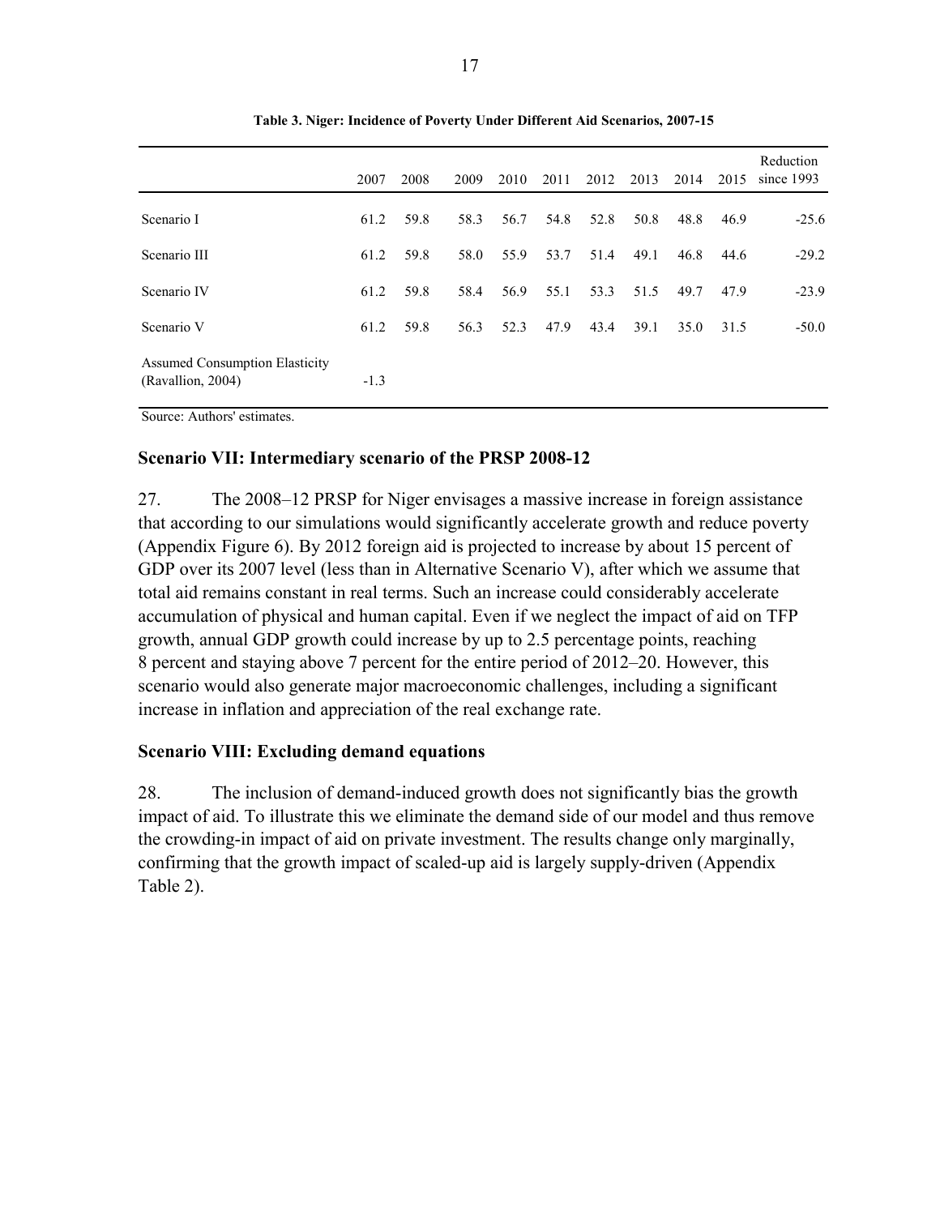**Table 3. Niger: Incidence of Poverty Under Different Aid Scenarios, 2007-15**

| | 2007 | 2008 | 2009 | 2010 | 2011 | 2012 | 2013 | 2014 | 2015 | Reduction since 1993 |
|---|---|---|---|---|---|---|---|---|---|---|
| Scenario I | 61.2 | 59.8 | 58.3 | 56.7 | 54.8 | 52.8 | 50.8 | 48.8 | 46.9 | -25.6 |
| Scenario III | 61.2 | 59.8 | 58.0 | 55.9 | 53.7 | 51.4 | 49.1 | 46.8 | 44.6 | -29.2 |
| Scenario IV | 61.2 | 59.8 | 58.4 | 56.9 | 55.1 | 53.3 | 51.5 | 49.7 | 47.9 | -23.9 |
| Scenario V | 61.2 | 59.8 | 56.3 | 52.3 | 47.9 | 43.4 | 39.1 | 35.0 | 31.5 | -50.0 |
| Assumed Consumption Elasticity (Ravallion, 2004) | -1.3 | | | | | | | | | |

Source: Authors' estimates.

### Scenario VII: Intermediary scenario of the PRSP 2008-12

27. The 2008–12 PRSP for Niger envisages a massive increase in foreign assistance that according to our simulations would significantly accelerate growth and reduce poverty (Appendix Figure 6). By 2012 foreign aid is projected to increase by about 15 percent of GDP over its 2007 level (less than in Alternative Scenario V), after which we assume that total aid remains constant in real terms. Such an increase could considerably accelerate accumulation of physical and human capital. Even if we neglect the impact of aid on TFP growth, annual GDP growth could increase by up to 2.5 percentage points, reaching 8 percent and staying above 7 percent for the entire period of 2012–20. However, this scenario would also generate major macroeconomic challenges, including a significant increase in inflation and appreciation of the real exchange rate.

### Scenario VIII: Excluding demand equations

28. The inclusion of demand-induced growth does not significantly bias the growth impact of aid. To illustrate this we eliminate the demand side of our model and thus remove the crowding-in impact of aid on private investment. The results change only marginally, confirming that the growth impact of scaled-up aid is largely supply-driven (Appendix Table 2).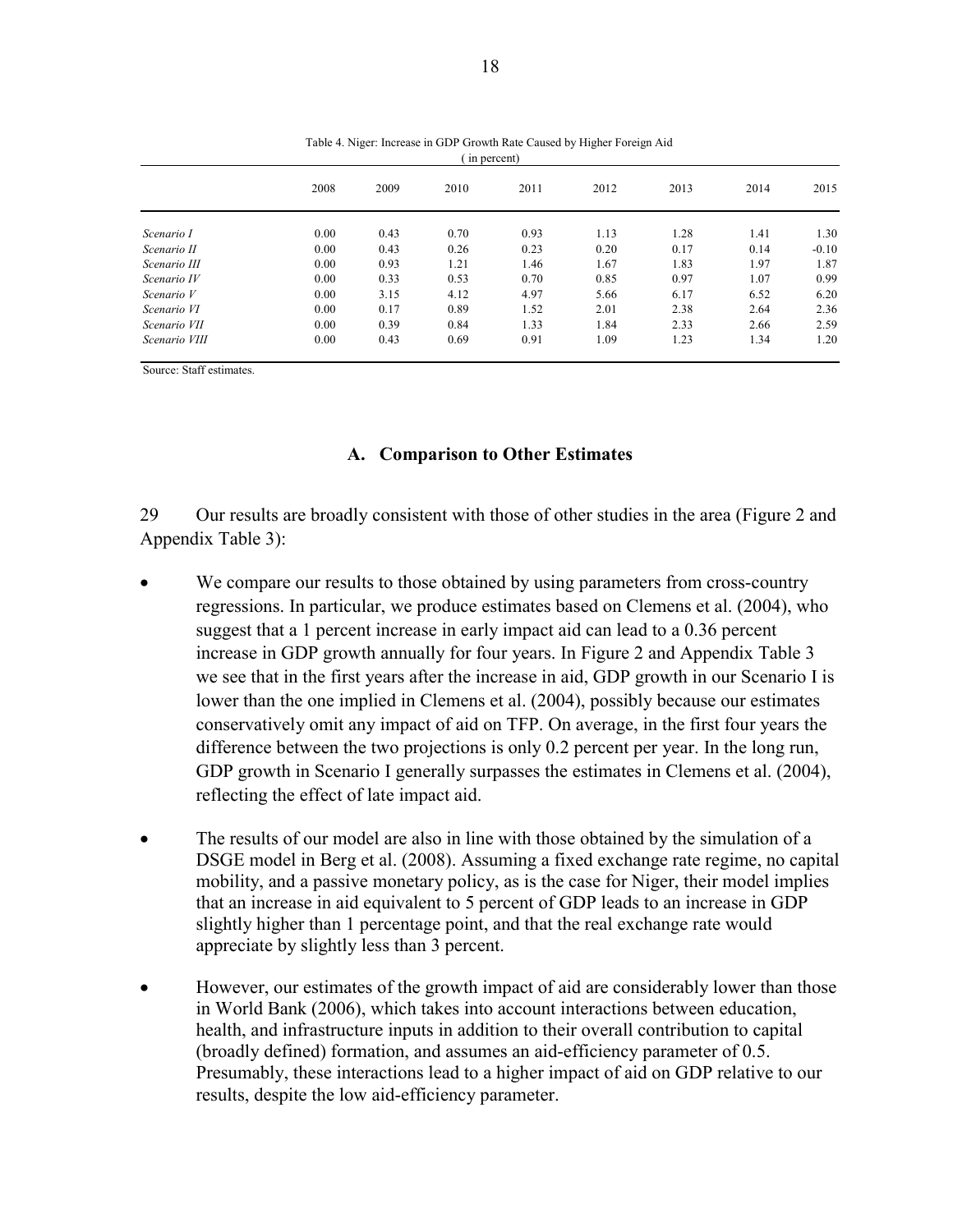Table 4. Niger: Increase in GDP Growth Rate Caused by Higher Foreign Aid
( in percent)

| | 2008 | 2009 | 2010 | 2011 | 2012 | 2013 | 2014 | 2015 |
|---|---|---|---|---|---|---|---|---|
| *Scenario I* | 0.00 | 0.43 | 0.70 | 0.93 | 1.13 | 1.28 | 1.41 | 1.30 |
| *Scenario II* | 0.00 | 0.43 | 0.26 | 0.23 | 0.20 | 0.17 | 0.14 | -0.10 |
| *Scenario III* | 0.00 | 0.93 | 1.21 | 1.46 | 1.67 | 1.83 | 1.97 | 1.87 |
| *Scenario IV* | 0.00 | 0.33 | 0.53 | 0.70 | 0.85 | 0.97 | 1.07 | 0.99 |
| *Scenario V* | 0.00 | 3.15 | 4.12 | 4.97 | 5.66 | 6.17 | 6.52 | 6.20 |
| *Scenario VI* | 0.00 | 0.17 | 0.89 | 1.52 | 2.01 | 2.38 | 2.64 | 2.36 |
| *Scenario VII* | 0.00 | 0.39 | 0.84 | 1.33 | 1.84 | 2.33 | 2.66 | 2.59 |
| *Scenario VIII* | 0.00 | 0.43 | 0.69 | 0.91 | 1.09 | 1.23 | 1.34 | 1.20 |

Source: Staff estimates.

## A. Comparison to Other Estimates

29 Our results are broadly consistent with those of other studies in the area (Figure 2 and Appendix Table 3):

- We compare our results to those obtained by using parameters from cross-country regressions. In particular, we produce estimates based on Clemens et al. (2004), who suggest that a 1 percent increase in early impact aid can lead to a 0.36 percent increase in GDP growth annually for four years. In Figure 2 and Appendix Table 3 we see that in the first years after the increase in aid, GDP growth in our Scenario I is lower than the one implied in Clemens et al. (2004), possibly because our estimates conservatively omit any impact of aid on TFP. On average, in the first four years the difference between the two projections is only 0.2 percent per year. In the long run, GDP growth in Scenario I generally surpasses the estimates in Clemens et al. (2004), reflecting the effect of late impact aid.

- The results of our model are also in line with those obtained by the simulation of a DSGE model in Berg et al. (2008). Assuming a fixed exchange rate regime, no capital mobility, and a passive monetary policy, as is the case for Niger, their model implies that an increase in aid equivalent to 5 percent of GDP leads to an increase in GDP slightly higher than 1 percentage point, and that the real exchange rate would appreciate by slightly less than 3 percent.

- However, our estimates of the growth impact of aid are considerably lower than those in World Bank (2006), which takes into account interactions between education, health, and infrastructure inputs in addition to their overall contribution to capital (broadly defined) formation, and assumes an aid-efficiency parameter of 0.5. Presumably, these interactions lead to a higher impact of aid on GDP relative to our results, despite the low aid-efficiency parameter.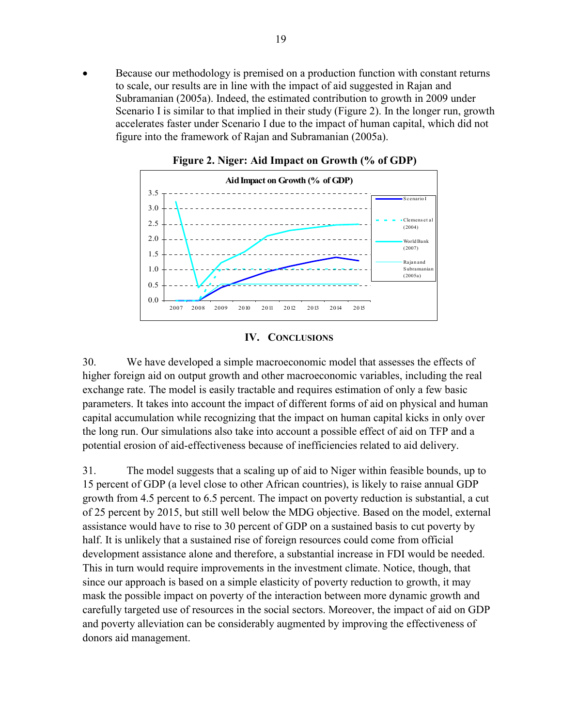- Because our methodology is premised on a production function with constant returns to scale, our results are in line with the impact of aid suggested in Rajan and Subramanian (2005a). Indeed, the estimated contribution to growth in 2009 under Scenario I is similar to that implied in their study (Figure 2). In the longer run, growth accelerates faster under Scenario I due to the impact of human capital, which did not figure into the framework of Rajan and Subramanian (2005a).

**Figure 2. Niger: Aid Impact on Growth (% of GDP)**

## IV. Conclusions

30. We have developed a simple macroeconomic model that assesses the effects of higher foreign aid on output growth and other macroeconomic variables, including the real exchange rate. The model is easily tractable and requires estimation of only a few basic parameters. It takes into account the impact of different forms of aid on physical and human capital accumulation while recognizing that the impact on human capital kicks in only over the long run. Our simulations also take into account a possible effect of aid on TFP and a potential erosion of aid-effectiveness because of inefficiencies related to aid delivery.

31. The model suggests that a scaling up of aid to Niger within feasible bounds, up to 15 percent of GDP (a level close to other African countries), is likely to raise annual GDP growth from 4.5 percent to 6.5 percent. The impact on poverty reduction is substantial, a cut of 25 percent by 2015, but still well below the MDG objective. Based on the model, external assistance would have to rise to 30 percent of GDP on a sustained basis to cut poverty by half. It is unlikely that a sustained rise of foreign resources could come from official development assistance alone and therefore, a substantial increase in FDI would be needed. This in turn would require improvements in the investment climate. Notice, though, that since our approach is based on a simple elasticity of poverty reduction to growth, it may mask the possible impact on poverty of the interaction between more dynamic growth and carefully targeted use of resources in the social sectors. Moreover, the impact of aid on GDP and poverty alleviation can be considerably augmented by improving the effectiveness of donors aid management.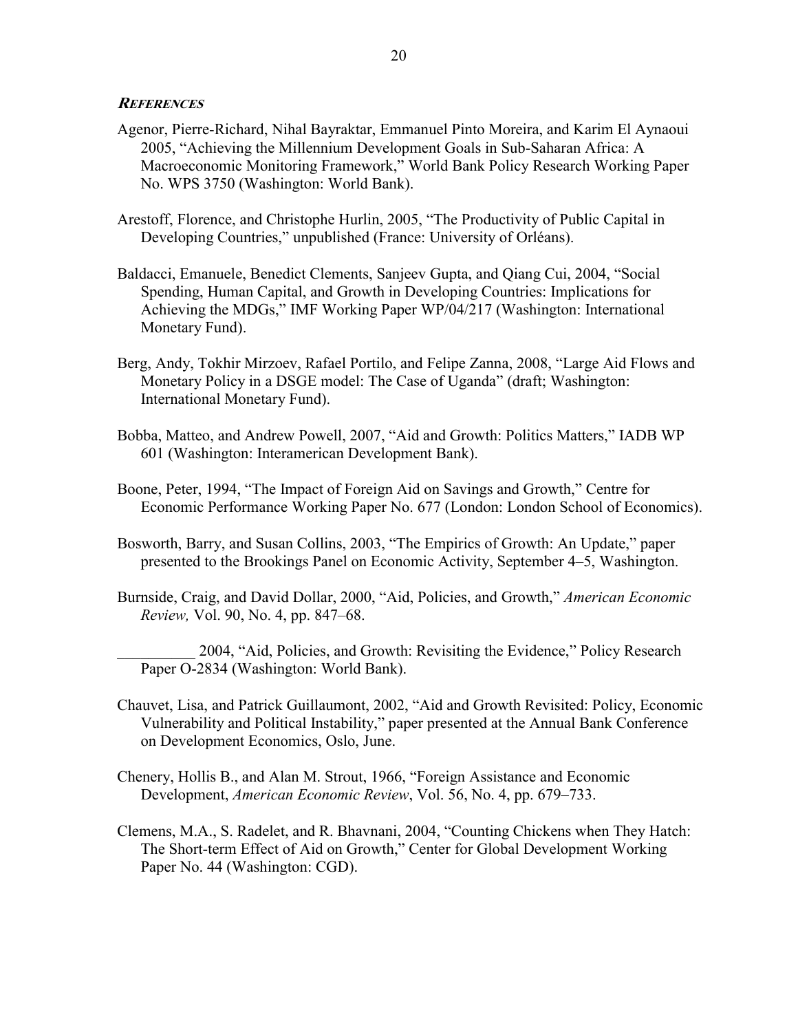### ***References***

Agenor, Pierre-Richard, Nihal Bayraktar, Emmanuel Pinto Moreira, and Karim El Aynaoui 2005, "Achieving the Millennium Development Goals in Sub-Saharan Africa: A Macroeconomic Monitoring Framework," World Bank Policy Research Working Paper No. WPS 3750 (Washington: World Bank).

Arestoff, Florence, and Christophe Hurlin, 2005, "The Productivity of Public Capital in Developing Countries," unpublished (France: University of Orléans).

Baldacci, Emanuele, Benedict Clements, Sanjeev Gupta, and Qiang Cui, 2004, "Social Spending, Human Capital, and Growth in Developing Countries: Implications for Achieving the MDGs," IMF Working Paper WP/04/217 (Washington: International Monetary Fund).

Berg, Andy, Tokhir Mirzoev, Rafael Portilo, and Felipe Zanna, 2008, "Large Aid Flows and Monetary Policy in a DSGE model: The Case of Uganda" (draft; Washington: International Monetary Fund).

Bobba, Matteo, and Andrew Powell, 2007, "Aid and Growth: Politics Matters," IADB WP 601 (Washington: Interamerican Development Bank).

Boone, Peter, 1994, "The Impact of Foreign Aid on Savings and Growth," Centre for Economic Performance Working Paper No. 677 (London: London School of Economics).

Bosworth, Barry, and Susan Collins, 2003, "The Empirics of Growth: An Update," paper presented to the Brookings Panel on Economic Activity, September 4–5, Washington.

Burnside, Craig, and David Dollar, 2000, "Aid, Policies, and Growth," *American Economic Review,* Vol. 90, No. 4, pp. 847–68.

__________ 2004, "Aid, Policies, and Growth: Revisiting the Evidence," Policy Research Paper O-2834 (Washington: World Bank).

Chauvet, Lisa, and Patrick Guillaumont, 2002, "Aid and Growth Revisited: Policy, Economic Vulnerability and Political Instability," paper presented at the Annual Bank Conference on Development Economics, Oslo, June.

Chenery, Hollis B., and Alan M. Strout, 1966, "Foreign Assistance and Economic Development, *American Economic Review*, Vol. 56, No. 4, pp. 679–733.

Clemens, M.A., S. Radelet, and R. Bhavnani, 2004, "Counting Chickens when They Hatch: The Short-term Effect of Aid on Growth," Center for Global Development Working Paper No. 44 (Washington: CGD).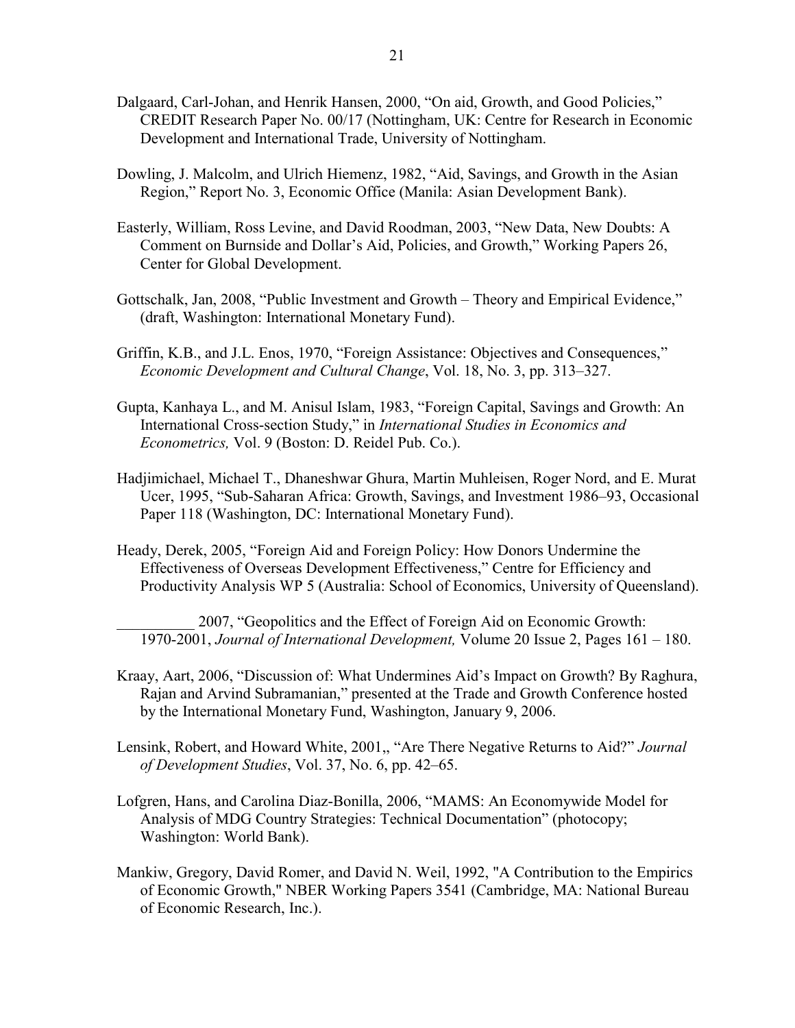Dalgaard, Carl-Johan, and Henrik Hansen, 2000, "On aid, Growth, and Good Policies," CREDIT Research Paper No. 00/17 (Nottingham, UK: Centre for Research in Economic Development and International Trade, University of Nottingham.

Dowling, J. Malcolm, and Ulrich Hiemenz, 1982, "Aid, Savings, and Growth in the Asian Region," Report No. 3, Economic Office (Manila: Asian Development Bank).

Easterly, William, Ross Levine, and David Roodman, 2003, "New Data, New Doubts: A Comment on Burnside and Dollar's Aid, Policies, and Growth," Working Papers 26, Center for Global Development.

Gottschalk, Jan, 2008, "Public Investment and Growth – Theory and Empirical Evidence," (draft, Washington: International Monetary Fund).

Griffin, K.B., and J.L. Enos, 1970, "Foreign Assistance: Objectives and Consequences," *Economic Development and Cultural Change*, Vol. 18, No. 3, pp. 313–327.

Gupta, Kanhaya L., and M. Anisul Islam, 1983, "Foreign Capital, Savings and Growth: An International Cross-section Study," in *International Studies in Economics and Econometrics,* Vol. 9 (Boston: D. Reidel Pub. Co.).

Hadjimichael, Michael T., Dhaneshwar Ghura, Martin Muhleisen, Roger Nord, and E. Murat Ucer, 1995, "Sub-Saharan Africa: Growth, Savings, and Investment 1986–93, Occasional Paper 118 (Washington, DC: International Monetary Fund).

Heady, Derek, 2005, "Foreign Aid and Foreign Policy: How Donors Undermine the Effectiveness of Overseas Development Effectiveness," Centre for Efficiency and Productivity Analysis WP 5 (Australia: School of Economics, University of Queensland).

__________ 2007, "Geopolitics and the Effect of Foreign Aid on Economic Growth: 1970-2001, *Journal of International Development,* Volume 20 Issue 2, Pages 161 – 180.

Kraay, Aart, 2006, "Discussion of: What Undermines Aid's Impact on Growth? By Raghura, Rajan and Arvind Subramanian," presented at the Trade and Growth Conference hosted by the International Monetary Fund, Washington, January 9, 2006.

Lensink, Robert, and Howard White, 2001,, "Are There Negative Returns to Aid?" *Journal of Development Studies*, Vol. 37, No. 6, pp. 42–65.

Lofgren, Hans, and Carolina Diaz-Bonilla, 2006, "MAMS: An Economywide Model for Analysis of MDG Country Strategies: Technical Documentation" (photocopy; Washington: World Bank).

Mankiw, Gregory, David Romer, and David N. Weil, 1992, "A Contribution to the Empirics of Economic Growth," NBER Working Papers 3541 (Cambridge, MA: National Bureau of Economic Research, Inc.).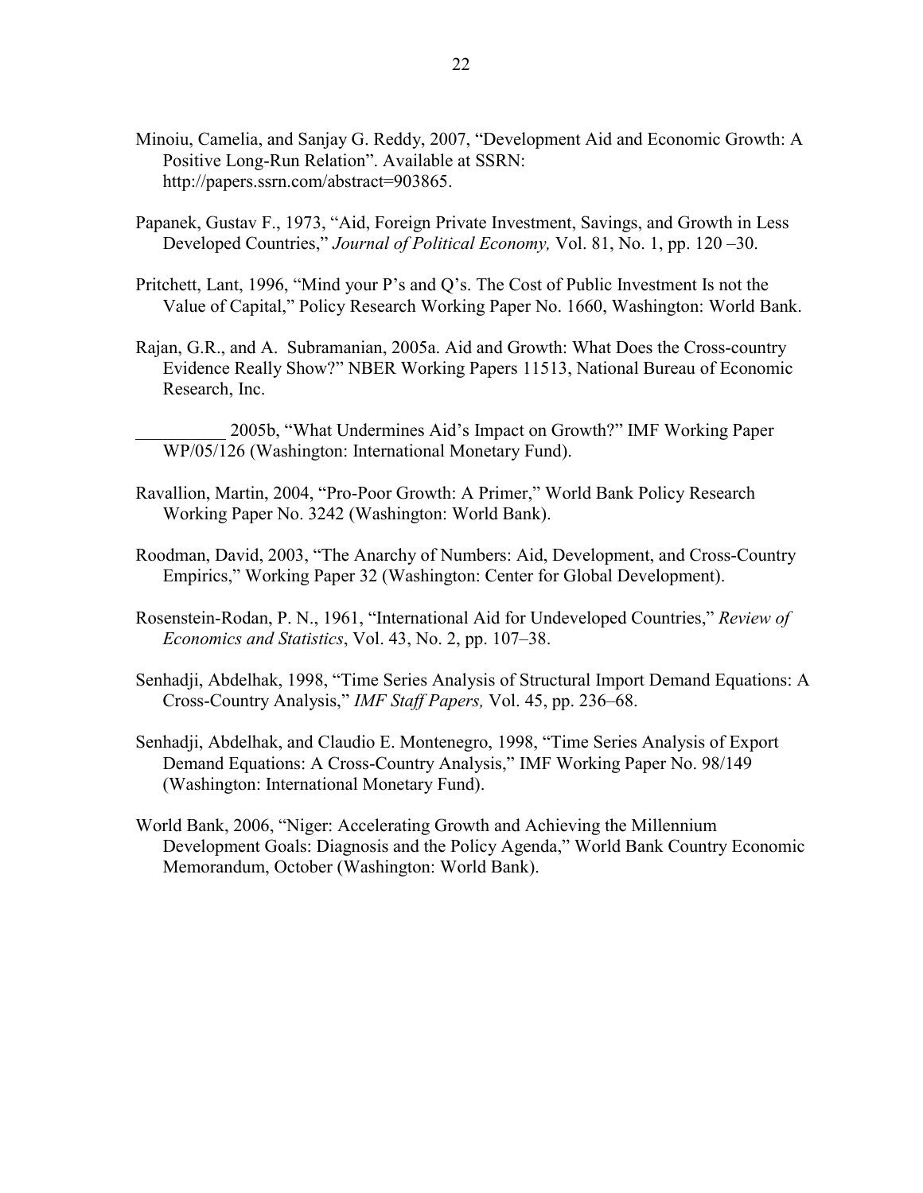Minoiu, Camelia, and Sanjay G. Reddy, 2007, "Development Aid and Economic Growth: A Positive Long-Run Relation". Available at SSRN: http://papers.ssrn.com/abstract=903865.

Papanek, Gustav F., 1973, "Aid, Foreign Private Investment, Savings, and Growth in Less Developed Countries," *Journal of Political Economy,* Vol. 81, No. 1, pp. 120 –30.

Pritchett, Lant, 1996, "Mind your P's and Q's. The Cost of Public Investment Is not the Value of Capital," Policy Research Working Paper No. 1660, Washington: World Bank.

Rajan, G.R., and A. Subramanian, 2005a. Aid and Growth: What Does the Cross-country Evidence Really Show?" NBER Working Papers 11513, National Bureau of Economic Research, Inc.

__________ 2005b, "What Undermines Aid's Impact on Growth?" IMF Working Paper WP/05/126 (Washington: International Monetary Fund).

Ravallion, Martin, 2004, "Pro-Poor Growth: A Primer," World Bank Policy Research Working Paper No. 3242 (Washington: World Bank).

Roodman, David, 2003, "The Anarchy of Numbers: Aid, Development, and Cross-Country Empirics," Working Paper 32 (Washington: Center for Global Development).

Rosenstein-Rodan, P. N., 1961, "International Aid for Undeveloped Countries," *Review of Economics and Statistics*, Vol. 43, No. 2, pp. 107–38.

Senhadji, Abdelhak, 1998, "Time Series Analysis of Structural Import Demand Equations: A Cross-Country Analysis," *IMF Staff Papers,* Vol. 45, pp. 236–68.

Senhadji, Abdelhak, and Claudio E. Montenegro, 1998, "Time Series Analysis of Export Demand Equations: A Cross-Country Analysis," IMF Working Paper No. 98/149 (Washington: International Monetary Fund).

World Bank, 2006, "Niger: Accelerating Growth and Achieving the Millennium Development Goals: Diagnosis and the Policy Agenda," World Bank Country Economic Memorandum, October (Washington: World Bank).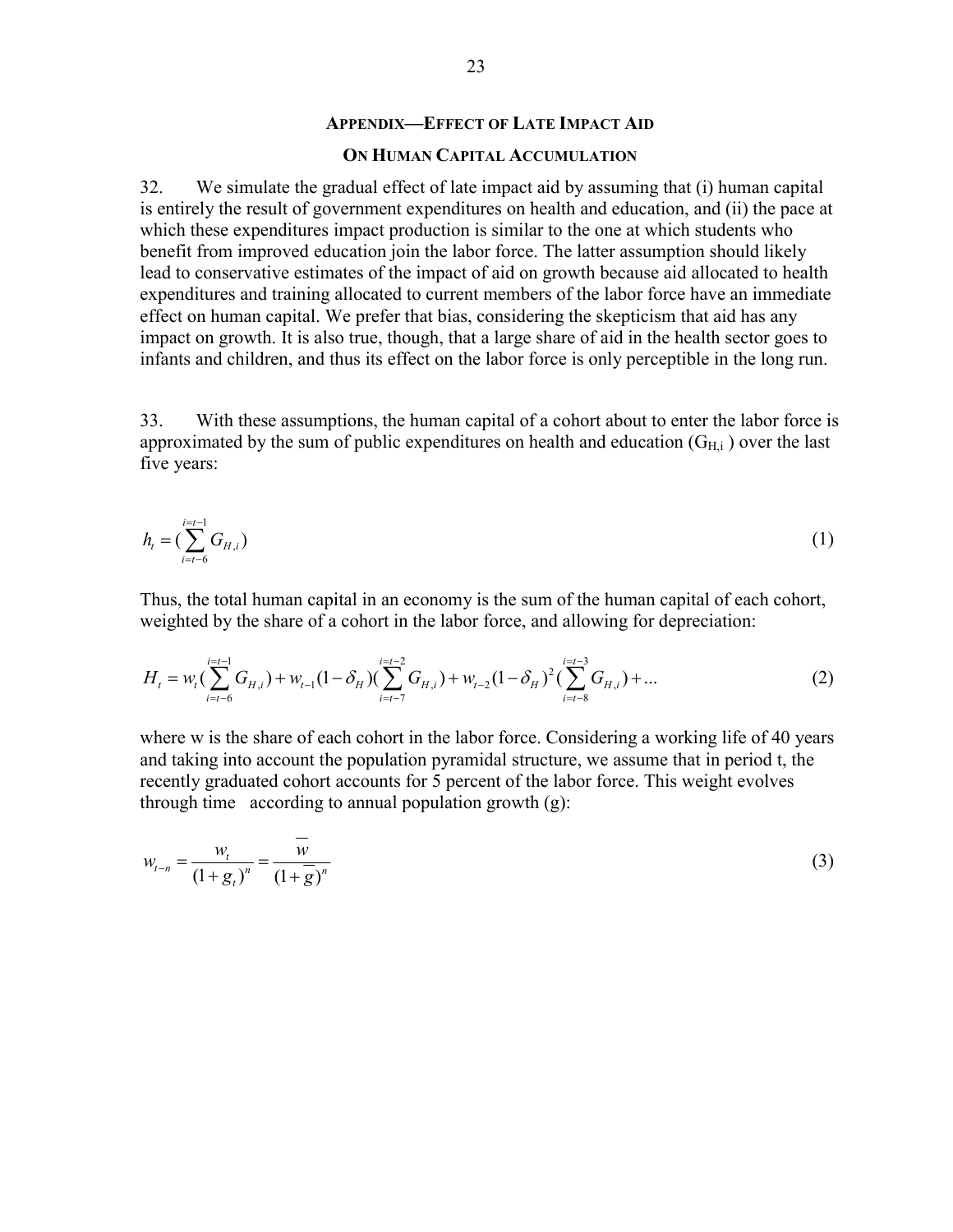## Appendix—Effect of Late Impact Aid on Human Capital Accumulation

32. We simulate the gradual effect of late impact aid by assuming that (i) human capital is entirely the result of government expenditures on health and education, and (ii) the pace at which these expenditures impact production is similar to the one at which students who benefit from improved education join the labor force. The latter assumption should likely lead to conservative estimates of the impact of aid on growth because aid allocated to health expenditures and training allocated to current members of the labor force have an immediate effect on human capital. We prefer that bias, considering the skepticism that aid has any impact on growth. It is also true, though, that a large share of aid in the health sector goes to infants and children, and thus its effect on the labor force is only perceptible in the long run.

33. With these assumptions, the human capital of a cohort about to enter the labor force is approximated by the sum of public expenditures on health and education ($G_{H,i}$) over the last five years:

$$h_t = (\sum_{i=t-6}^{i=t-1} G_{H,i}) \tag{1}$$

Thus, the total human capital in an economy is the sum of the human capital of each cohort, weighted by the share of a cohort in the labor force, and allowing for depreciation:

$$H_t = w_t(\sum_{i=t-6}^{i=t-1} G_{H,i}) + w_{t-1}(1-\delta_H)(\sum_{i=t-7}^{i=t-2} G_{H,i}) + w_{t-2}(1-\delta_H)^2(\sum_{i=t-8}^{i=t-3} G_{H,i}) + ... \tag{2}$$

where w is the share of each cohort in the labor force. Considering a working life of 40 years and taking into account the population pyramidal structure, we assume that in period t, the recently graduated cohort accounts for 5 percent of the labor force. This weight evolves through time according to annual population growth (g):

$$w_{t-n} = \frac{w_t}{(1+g_t)^n} = \frac{\overline{w}}{(1+\overline{g})^n} \tag{3}$$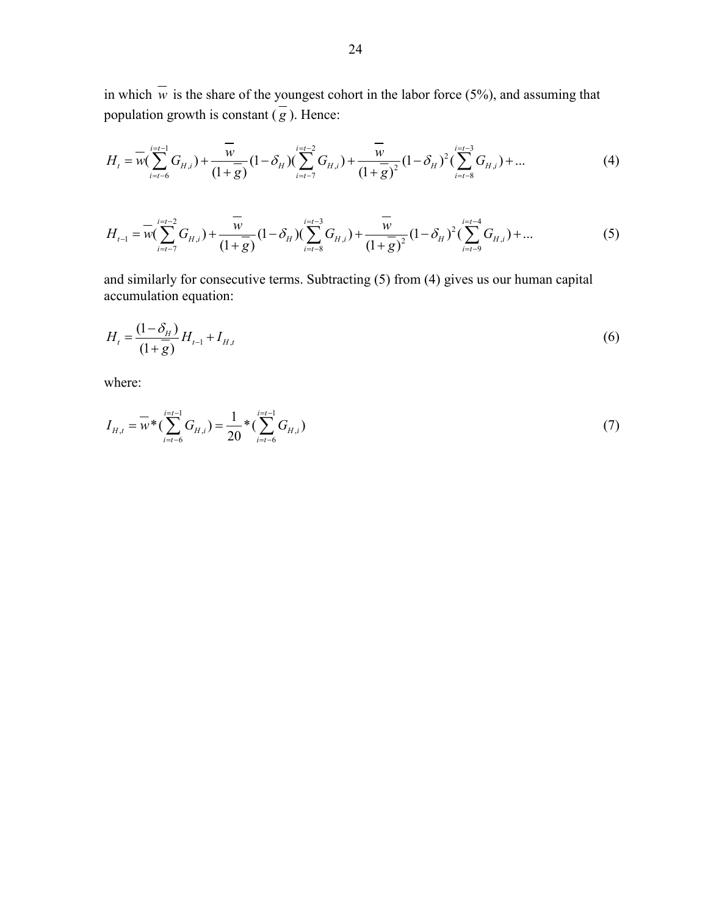in which $\overline{w}$ is the share of the youngest cohort in the labor force (5%), and assuming that population growth is constant ($\overline{g}$). Hence:

$$H_t = \overline{w}(\sum_{i=t-6}^{i=t-1} G_{H,i}) + \frac{\overline{w}}{(1+\overline{g})}(1-\delta_H)(\sum_{i=t-7}^{i=t-2} G_{H,i}) + \frac{\overline{w}}{(1+\overline{g})^2}(1-\delta_H)^2(\sum_{i=t-8}^{i=t-3} G_{H,i}) + ... \tag{4}$$

$$H_{t-1} = \overline{w}(\sum_{i=t-7}^{i=t-2} G_{H,i}) + \frac{\overline{w}}{(1+\overline{g})}(1-\delta_H)(\sum_{i=t-8}^{i=t-3} G_{H,i}) + \frac{\overline{w}}{(1+\overline{g})^2}(1-\delta_H)^2(\sum_{i=t-9}^{i=t-4} G_{H,i}) + ... \tag{5}$$

and similarly for consecutive terms. Subtracting (5) from (4) gives us our human capital accumulation equation:

$$H_t = \frac{(1-\delta_H)}{(1+\overline{g})} H_{t-1} + I_{H,t} \tag{6}$$

where:

$$I_{H,t} = \overline{w} * (\sum_{i=t-6}^{i=t-1} G_{H,i}) = \frac{1}{20} * (\sum_{i=t-6}^{i=t-1} G_{H,i}) \tag{7}$$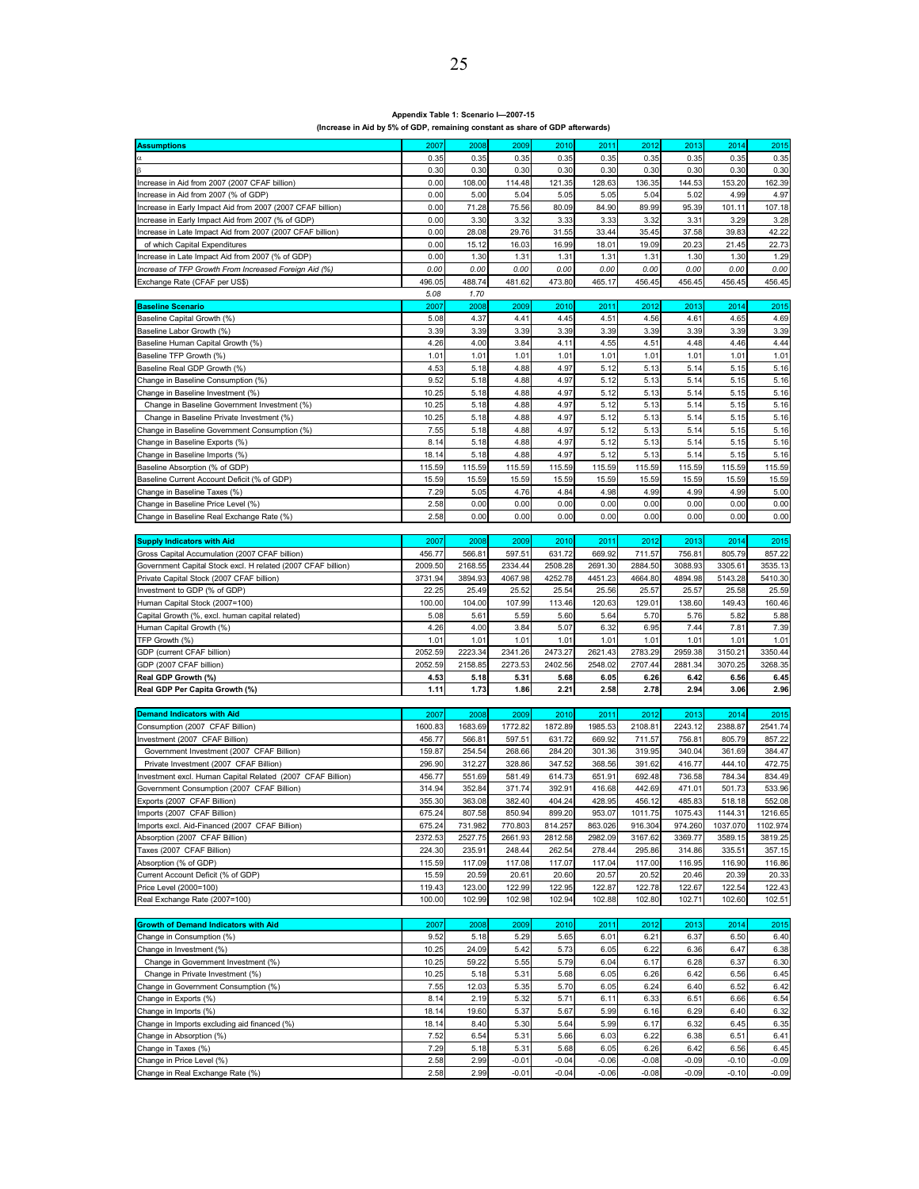**Appendix Table 1: Scenario I—2007-15**

**(Increase in Aid by 5% of GDP, remaining constant as share of GDP afterwards)**

| **Assumptions** | 2007 | 2008 | 2009 | 2010 | 2011 | 2012 | 2013 | 2014 | 2015 |
|---|---|---|---|---|---|---|---|---|---|
| α | 0.35 | 0.35 | 0.35 | 0.35 | 0.35 | 0.35 | 0.35 | 0.35 | 0.35 |
| β | 0.30 | 0.30 | 0.30 | 0.30 | 0.30 | 0.30 | 0.30 | 0.30 | 0.30 |
| Increase in Aid from 2007 (2007 CFAF billion) | 0.00 | 108.00 | 114.48 | 121.35 | 128.63 | 136.35 | 144.53 | 153.20 | 162.39 |
| Increase in Aid from 2007 (% of GDP) | 0.00 | 5.00 | 5.04 | 5.05 | 5.05 | 5.04 | 5.02 | 4.99 | 4.97 |
| Increase in Early Impact Aid from 2007 (2007 CFAF billion) | 0.00 | 71.28 | 75.56 | 80.09 | 84.90 | 89.99 | 95.39 | 101.11 | 107.18 |
| Increase in Early Impact Aid from 2007 (% of GDP) | 0.00 | 3.30 | 3.32 | 3.33 | 3.33 | 3.32 | 3.31 | 3.29 | 3.28 |
| Increase in Late Impact Aid from 2007 (2007 CFAF billion) | 0.00 | 28.08 | 29.76 | 31.55 | 33.44 | 35.45 | 37.58 | 39.83 | 42.22 |
| of which Capital Expenditures | 0.00 | 15.12 | 16.03 | 16.99 | 18.01 | 19.09 | 20.23 | 21.45 | 22.73 |
| Increase in Late Impact Aid from 2007 (% of GDP) | 0.00 | 1.30 | 1.31 | 1.31 | 1.31 | 1.31 | 1.30 | 1.30 | 1.29 |
| *Increase of TFP Growth From Increased Foreign Aid (%)* | *0.00* | *0.00* | *0.00* | *0.00* | *0.00* | *0.00* | *0.00* | *0.00* | *0.00* |
| Exchange Rate (CFAF per US$) | 496.05 | 488.74 | 481.62 | 473.80 | 465.17 | 456.45 | 456.45 | 456.45 | 456.45 |
| | *5.08* | *1.70* | | | | | | | |
| **Baseline Scenario** | 2007 | 2008 | 2009 | 2010 | 2011 | 2012 | 2013 | 2014 | 2015 |
| Baseline Capital Growth (%) | 5.08 | 4.37 | 4.41 | 4.45 | 4.51 | 4.56 | 4.61 | 4.65 | 4.69 |
| Baseline Labor Growth (%) | 3.39 | 3.39 | 3.39 | 3.39 | 3.39 | 3.39 | 3.39 | 3.39 | 3.39 |
| Baseline Human Capital Growth (%) | 4.26 | 4.00 | 3.84 | 4.11 | 4.55 | 4.51 | 4.48 | 4.46 | 4.44 |
| Baseline TFP Growth (%) | 1.01 | 1.01 | 1.01 | 1.01 | 1.01 | 1.01 | 1.01 | 1.01 | 1.01 |
| Baseline Real GDP Growth (%) | 4.53 | 5.18 | 4.88 | 4.97 | 5.12 | 5.13 | 5.14 | 5.15 | 5.16 |
| Change in Baseline Consumption (%) | 9.52 | 5.18 | 4.88 | 4.97 | 5.12 | 5.13 | 5.14 | 5.15 | 5.16 |
| Change in Baseline Investment (%) | 10.25 | 5.18 | 4.88 | 4.97 | 5.12 | 5.13 | 5.14 | 5.15 | 5.16 |
| Change in Baseline Government Investment (%) | 10.25 | 5.18 | 4.88 | 4.97 | 5.12 | 5.13 | 5.14 | 5.15 | 5.16 |
| Change in Baseline Private Investment (%) | 10.25 | 5.18 | 4.88 | 4.97 | 5.12 | 5.13 | 5.14 | 5.15 | 5.16 |
| Change in Baseline Government Consumption (%) | 7.55 | 5.18 | 4.88 | 4.97 | 5.12 | 5.13 | 5.14 | 5.15 | 5.16 |
| Change in Baseline Exports (%) | 8.14 | 5.18 | 4.88 | 4.97 | 5.12 | 5.13 | 5.14 | 5.15 | 5.16 |
| Change in Baseline Imports (%) | 18.14 | 5.18 | 4.88 | 4.97 | 5.12 | 5.13 | 5.14 | 5.15 | 5.16 |
| Baseline Absorption (% of GDP) | 115.59 | 115.59 | 115.59 | 115.59 | 115.59 | 115.59 | 115.59 | 115.59 | 115.59 |
| Baseline Current Account Deficit (% of GDP) | 15.59 | 15.59 | 15.59 | 15.59 | 15.59 | 15.59 | 15.59 | 15.59 | 15.59 |
| Change in Baseline Taxes (%) | 7.29 | 5.05 | 4.76 | 4.84 | 4.98 | 4.99 | 4.99 | 4.99 | 5.00 |
| Change in Baseline Price Level (%) | 2.58 | 0.00 | 0.00 | 0.00 | 0.00 | 0.00 | 0.00 | 0.00 | 0.00 |
| Change in Baseline Real Exchange Rate (%) | 2.58 | 0.00 | 0.00 | 0.00 | 0.00 | 0.00 | 0.00 | 0.00 | 0.00 |
| **Supply Indicators with Aid** | 2007 | 2008 | 2009 | 2010 | 2011 | 2012 | 2013 | 2014 | 2015 |
| Gross Capital Accumulation (2007 CFAF billion) | 456.77 | 566.81 | 597.51 | 631.72 | 669.92 | 711.57 | 756.81 | 805.79 | 857.22 |
| Government Capital Stock excl. H related (2007 CFAF billion) | 2009.50 | 2168.55 | 2334.44 | 2508.28 | 2691.30 | 2884.50 | 3088.93 | 3305.61 | 3535.13 |
| Private Capital Stock (2007 CFAF billion) | 3731.94 | 3894.93 | 4067.98 | 4252.78 | 4451.23 | 4664.80 | 4894.98 | 5143.28 | 5410.30 |
| Investment to GDP (% of GDP) | 22.25 | 25.49 | 25.52 | 25.54 | 25.56 | 25.57 | 25.57 | 25.58 | 25.59 |
| Human Capital Stock (2007=100) | 100.00 | 104.00 | 107.99 | 113.46 | 120.63 | 129.01 | 138.60 | 149.43 | 160.46 |
| Capital Growth (%, excl. human capital related) | 5.08 | 5.61 | 5.59 | 5.60 | 5.64 | 5.70 | 5.76 | 5.82 | 5.88 |
| Human Capital Growth (%) | 4.26 | 4.00 | 3.84 | 5.07 | 6.32 | 6.95 | 7.44 | 7.81 | 7.39 |
| TFP Growth (%) | 1.01 | 1.01 | 1.01 | 1.01 | 1.01 | 1.01 | 1.01 | 1.01 | 1.01 |
| GDP (current CFAF billion) | 2052.59 | 2223.34 | 2341.26 | 2473.27 | 2621.43 | 2783.29 | 2959.38 | 3150.21 | 3350.44 |
| GDP (2007 CFAF billion) | 2052.59 | 2158.85 | 2273.53 | 2402.56 | 2548.02 | 2707.44 | 2881.34 | 3070.25 | 3268.35 |
| **Real GDP Growth (%)** | **4.53** | **5.18** | **5.31** | **5.68** | **6.05** | **6.26** | **6.42** | **6.56** | **6.45** |
| **Real GDP Per Capita Growth (%)** | **1.11** | **1.73** | **1.86** | **2.21** | **2.58** | **2.78** | **2.94** | **3.06** | **2.96** |
| **Demand Indicators with Aid** | 2007 | 2008 | 2009 | 2010 | 2011 | 2012 | 2013 | 2014 | 2015 |
| Consumption (2007 CFAF Billion) | 1600.83 | 1683.69 | 1772.82 | 1872.89 | 1985.53 | 2108.81 | 2243.12 | 2388.87 | 2541.74 |
| Investment (2007 CFAF Billion) | 456.77 | 566.81 | 597.51 | 631.72 | 669.92 | 711.57 | 756.81 | 805.79 | 857.22 |
| Government Investment (2007 CFAF Billion) | 159.87 | 254.54 | 268.66 | 284.20 | 301.36 | 319.95 | 340.04 | 361.69 | 384.47 |
| Private Investment (2007 CFAF Billion) | 296.90 | 312.27 | 328.86 | 347.52 | 368.56 | 391.62 | 416.77 | 444.10 | 472.75 |
| Investment excl. Human Capital Related (2007 CFAF Billion) | 456.77 | 551.69 | 581.49 | 614.73 | 651.91 | 692.48 | 736.58 | 784.34 | 834.49 |
| Government Consumption (2007 CFAF Billion) | 314.94 | 352.84 | 371.74 | 392.91 | 416.68 | 442.69 | 471.01 | 501.73 | 533.96 |
| Exports (2007 CFAF Billion) | 355.30 | 363.08 | 382.40 | 404.24 | 428.95 | 456.12 | 485.83 | 518.18 | 552.08 |
| Imports (2007 CFAF Billion) | 675.24 | 807.58 | 850.94 | 899.20 | 953.07 | 1011.75 | 1075.43 | 1144.31 | 1216.65 |
| Imports excl. Aid-Financed (2007 CFAF Billion) | 675.24 | 731.982 | 770.803 | 814.257 | 863.026 | 916.304 | 974.260 | 1037.070 | 1102.974 |
| Absorption (2007 CFAF Billion) | 2372.53 | 2527.75 | 2661.93 | 2812.58 | 2982.09 | 3167.62 | 3369.77 | 3589.15 | 3819.25 |
| Taxes (2007 CFAF Billion) | 224.30 | 235.91 | 248.44 | 262.54 | 278.44 | 295.86 | 314.86 | 335.51 | 357.15 |
| Absorption (% of GDP) | 115.59 | 117.09 | 117.08 | 117.07 | 117.04 | 117.00 | 116.95 | 116.90 | 116.86 |
| Current Account Deficit (% of GDP) | 15.59 | 20.59 | 20.61 | 20.60 | 20.57 | 20.52 | 20.46 | 20.39 | 20.33 |
| Price Level (2000=100) | 119.43 | 123.00 | 122.98 | 122.95 | 122.87 | 122.78 | 122.67 | 122.54 | 122.43 |
| Real Exchange Rate (2007=100) | 100.00 | 102.99 | 102.98 | 102.94 | 102.88 | 102.80 | 102.71 | 102.60 | 102.51 |
| **Growth of Demand Indicators with Aid** | 2007 | 2008 | 2009 | 2010 | 2011 | 2012 | 2013 | 2014 | 2015 |
| Change in Consumption (%) | 9.52 | 5.18 | 5.29 | 5.65 | 6.01 | 6.21 | 6.37 | 6.50 | 6.40 |
| Change in Investment (%) | 10.25 | 24.09 | 5.42 | 5.73 | 6.05 | 6.22 | 6.36 | 6.47 | 6.38 |
| Change in Government Investment (%) | 10.25 | 59.22 | 5.55 | 5.79 | 6.04 | 6.17 | 6.28 | 6.37 | 6.30 |
| Change in Private Investment (%) | 10.25 | 5.18 | 5.31 | 5.68 | 6.05 | 6.26 | 6.42 | 6.56 | 6.45 |
| Change in Government Consumption (%) | 7.55 | 12.03 | 5.35 | 5.70 | 6.05 | 6.24 | 6.40 | 6.52 | 6.42 |
| Change in Exports (%) | 8.14 | 2.19 | 5.32 | 5.71 | 6.11 | 6.33 | 6.51 | 6.66 | 6.54 |
| Change in Imports (%) | 18.14 | 19.60 | 5.37 | 5.67 | 5.99 | 6.16 | 6.29 | 6.40 | 6.32 |
| Change in Imports excluding aid financed (%) | 18.14 | 8.40 | 5.30 | 5.64 | 5.99 | 6.17 | 6.32 | 6.45 | 6.35 |
| Change in Absorption (%) | 7.52 | 6.54 | 5.31 | 5.66 | 6.03 | 6.22 | 6.38 | 6.51 | 6.41 |
| Change in Taxes (%) | 7.29 | 5.18 | 5.31 | 5.68 | 6.05 | 6.26 | 6.42 | 6.56 | 6.45 |
| Change in Price Level (%) | 2.58 | 2.99 | -0.01 | -0.04 | -0.06 | -0.08 | -0.09 | -0.10 | -0.09 |
| Change in Real Exchange Rate (%) | 2.58 | 2.99 | -0.01 | -0.04 | -0.06 | -0.08 | -0.09 | -0.10 | -0.09 |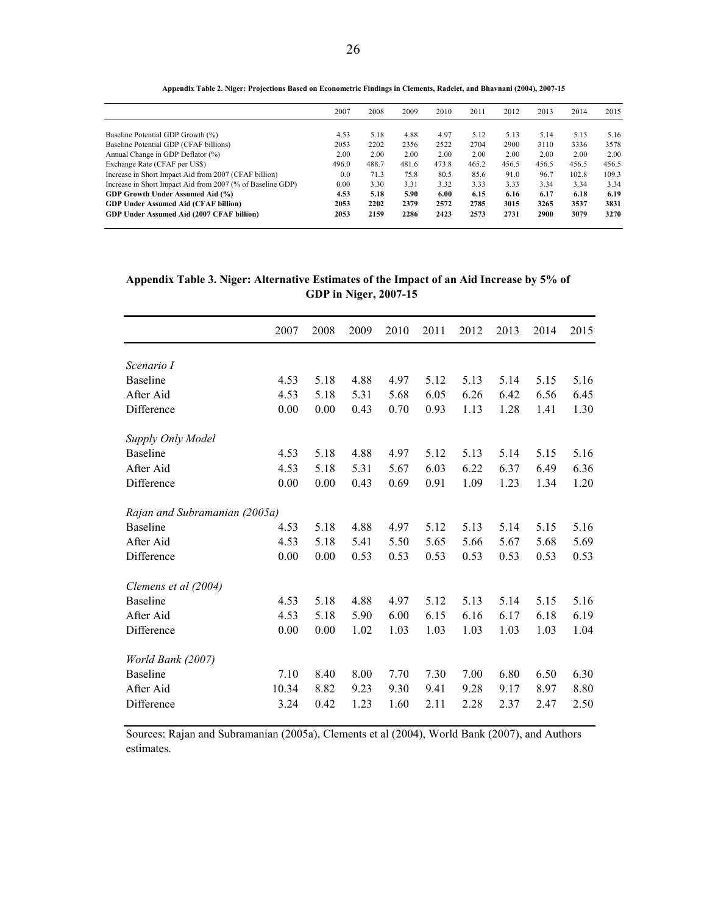**Appendix Table 2. Niger: Projections Based on Econometric Findings in Clements, Radelet, and Bhavnani (2004), 2007-15**

| | 2007 | 2008 | 2009 | 2010 | 2011 | 2012 | 2013 | 2014 | 2015 |
|---|---|---|---|---|---|---|---|---|---|
| Baseline Potential GDP Growth (%) | 4.53 | 5.18 | 4.88 | 4.97 | 5.12 | 5.13 | 5.14 | 5.15 | 5.16 |
| Baseline Potential GDP (CFAF billions) | 2053 | 2202 | 2356 | 2522 | 2704 | 2900 | 3110 | 3336 | 3578 |
| Annual Change in GDP Deflator (%) | 2.00 | 2.00 | 2.00 | 2.00 | 2.00 | 2.00 | 2.00 | 2.00 | 2.00 |
| Exchange Rate (CFAF per US$) | 496.0 | 488.7 | 481.6 | 473.8 | 465.2 | 456.5 | 456.5 | 456.5 | 456.5 |
| Increase in Short Impact Aid from 2007 (CFAF billion) | 0.0 | 71.3 | 75.8 | 80.5 | 85.6 | 91.0 | 96.7 | 102.8 | 109.3 |
| Increase in Short Impact Aid from 2007 (% of Baseline GDP) | 0.00 | 3.30 | 3.31 | 3.32 | 3.33 | 3.33 | 3.34 | 3.34 | 3.34 |
| **GDP Growth Under Assumed Aid (%)** | **4.53** | **5.18** | **5.90** | **6.00** | **6.15** | **6.16** | **6.17** | **6.18** | **6.19** |
| **GDP Under Assumed Aid (CFAF billion)** | **2053** | **2202** | **2379** | **2572** | **2785** | **3015** | **3265** | **3537** | **3831** |
| **GDP Under Assumed Aid (2007 CFAF billion)** | **2053** | **2159** | **2286** | **2423** | **2573** | **2731** | **2900** | **3079** | **3270** |

**Appendix Table 3. Niger: Alternative Estimates of the Impact of an Aid Increase by 5% of GDP in Niger, 2007-15**

| | 2007 | 2008 | 2009 | 2010 | 2011 | 2012 | 2013 | 2014 | 2015 |
|---|---|---|---|---|---|---|---|---|---|
| *Scenario I* | | | | | | | | | |
| Baseline | 4.53 | 5.18 | 4.88 | 4.97 | 5.12 | 5.13 | 5.14 | 5.15 | 5.16 |
| After Aid | 4.53 | 5.18 | 5.31 | 5.68 | 6.05 | 6.26 | 6.42 | 6.56 | 6.45 |
| Difference | 0.00 | 0.00 | 0.43 | 0.70 | 0.93 | 1.13 | 1.28 | 1.41 | 1.30 |
| *Supply Only Model* | | | | | | | | | |
| Baseline | 4.53 | 5.18 | 4.88 | 4.97 | 5.12 | 5.13 | 5.14 | 5.15 | 5.16 |
| After Aid | 4.53 | 5.18 | 5.31 | 5.67 | 6.03 | 6.22 | 6.37 | 6.49 | 6.36 |
| Difference | 0.00 | 0.00 | 0.43 | 0.69 | 0.91 | 1.09 | 1.23 | 1.34 | 1.20 |
| *Rajan and Subramanian (2005a)* | | | | | | | | | |
| Baseline | 4.53 | 5.18 | 4.88 | 4.97 | 5.12 | 5.13 | 5.14 | 5.15 | 5.16 |
| After Aid | 4.53 | 5.18 | 5.41 | 5.50 | 5.65 | 5.66 | 5.67 | 5.68 | 5.69 |
| Difference | 0.00 | 0.00 | 0.53 | 0.53 | 0.53 | 0.53 | 0.53 | 0.53 | 0.53 |
| *Clemens et al (2004)* | | | | | | | | | |
| Baseline | 4.53 | 5.18 | 4.88 | 4.97 | 5.12 | 5.13 | 5.14 | 5.15 | 5.16 |
| After Aid | 4.53 | 5.18 | 5.90 | 6.00 | 6.15 | 6.16 | 6.17 | 6.18 | 6.19 |
| Difference | 0.00 | 0.00 | 1.02 | 1.03 | 1.03 | 1.03 | 1.03 | 1.03 | 1.04 |
| *World Bank (2007)* | | | | | | | | | |
| Baseline | 7.10 | 8.40 | 8.00 | 7.70 | 7.30 | 7.00 | 6.80 | 6.50 | 6.30 |
| After Aid | 10.34 | 8.82 | 9.23 | 9.30 | 9.41 | 9.28 | 9.17 | 8.97 | 8.80 |
| Difference | 3.24 | 0.42 | 1.23 | 1.60 | 2.11 | 2.28 | 2.37 | 2.47 | 2.50 |

Sources: Rajan and Subramanian (2005a), Clements et al (2004), World Bank (2007), and Authors estimates.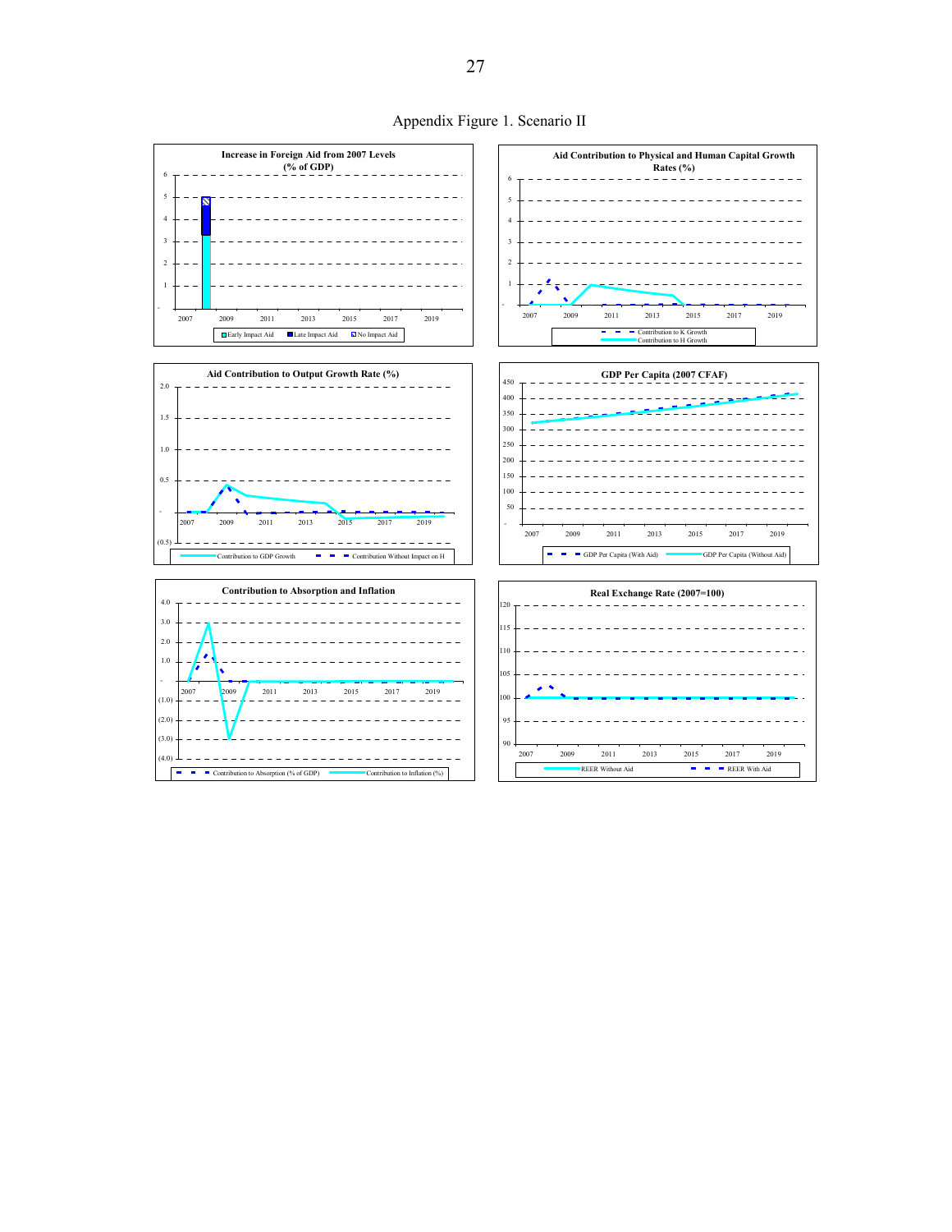Appendix Figure 1. Scenario II

**Increase in Foreign Aid from 2007 Levels (% of GDP)**

Early Impact Aid | Late Impact Aid | No Impact Aid

**Aid Contribution to Physical and Human Capital Growth Rates (%)**

Contribution to K Growth | Contribution to H Growth

**Aid Contribution to Output Growth Rate (%)**

Contribution to GDP Growth | Contribution Without Impact on H

**GDP Per Capita (2007 CFAF)**

GDP Per Capita (With Aid) | GDP Per Capita (Without Aid)

**Contribution to Absorption and Inflation**

Contribution to Absorption (% of GDP) | Contribution to Inflation (%)

**Real Exchange Rate (2007=100)**

REER Without Aid | REER With Aid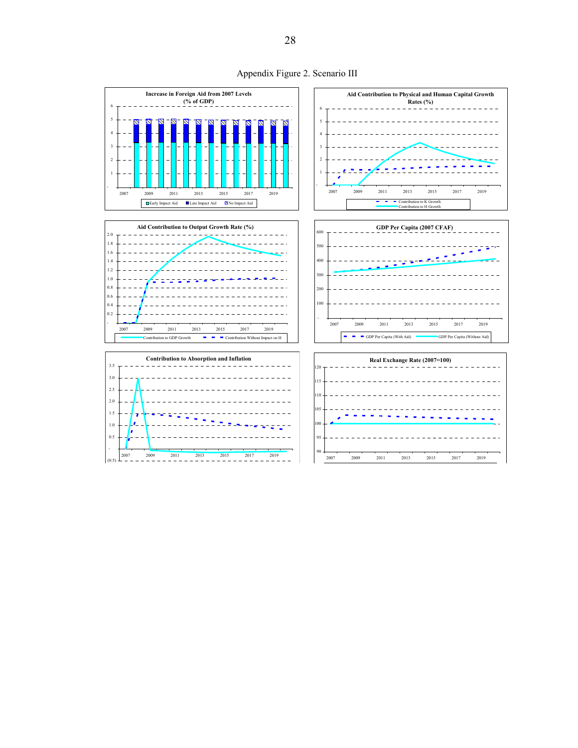Appendix Figure 2. Scenario III

**Increase in Foreign Aid from 2007 Levels (% of GDP)**

Early Impact Aid | Late Impact Aid | No Impact Aid

**Aid Contribution to Physical and Human Capital Growth Rates (%)**

Contribution to K Growth | Contribution to H Growth

**Aid Contribution to Output Growth Rate (%)**

Contribution to GDP Growth | Contribution Without Impact on H

**GDP Per Capita (2007 CFAF)**

GDP Per Capita (With Aid) | GDP Per Capita (Without Aid)

**Contribution to Absorption and Inflation**

**Real Exchange Rate (2007=100)**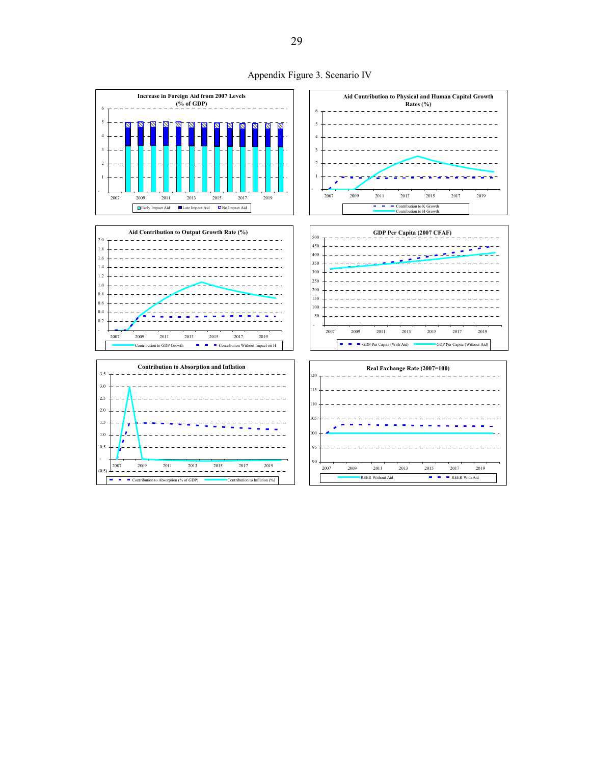Appendix Figure 3. Scenario IV

**Increase in Foreign Aid from 2007 Levels (% of GDP)**

Early Impact Aid | Late Impact Aid | No Impact Aid

**Aid Contribution to Physical and Human Capital Growth Rates (%)**

Contribution to K Growth | Contribution to H Growth

**Aid Contribution to Output Growth Rate (%)**

Contribution to GDP Growth | Contribution Without Impact on H

**GDP Per Capita (2007 CFAF)**

GDP Per Capita (With Aid) | GDP Per Capita (Without Aid)

**Contribution to Absorption and Inflation**

Contribution to Absorption (% of GDP) | Contribution to Inflation (%)

**Real Exchange Rate (2007=100)**

REER Without Aid | REER With Aid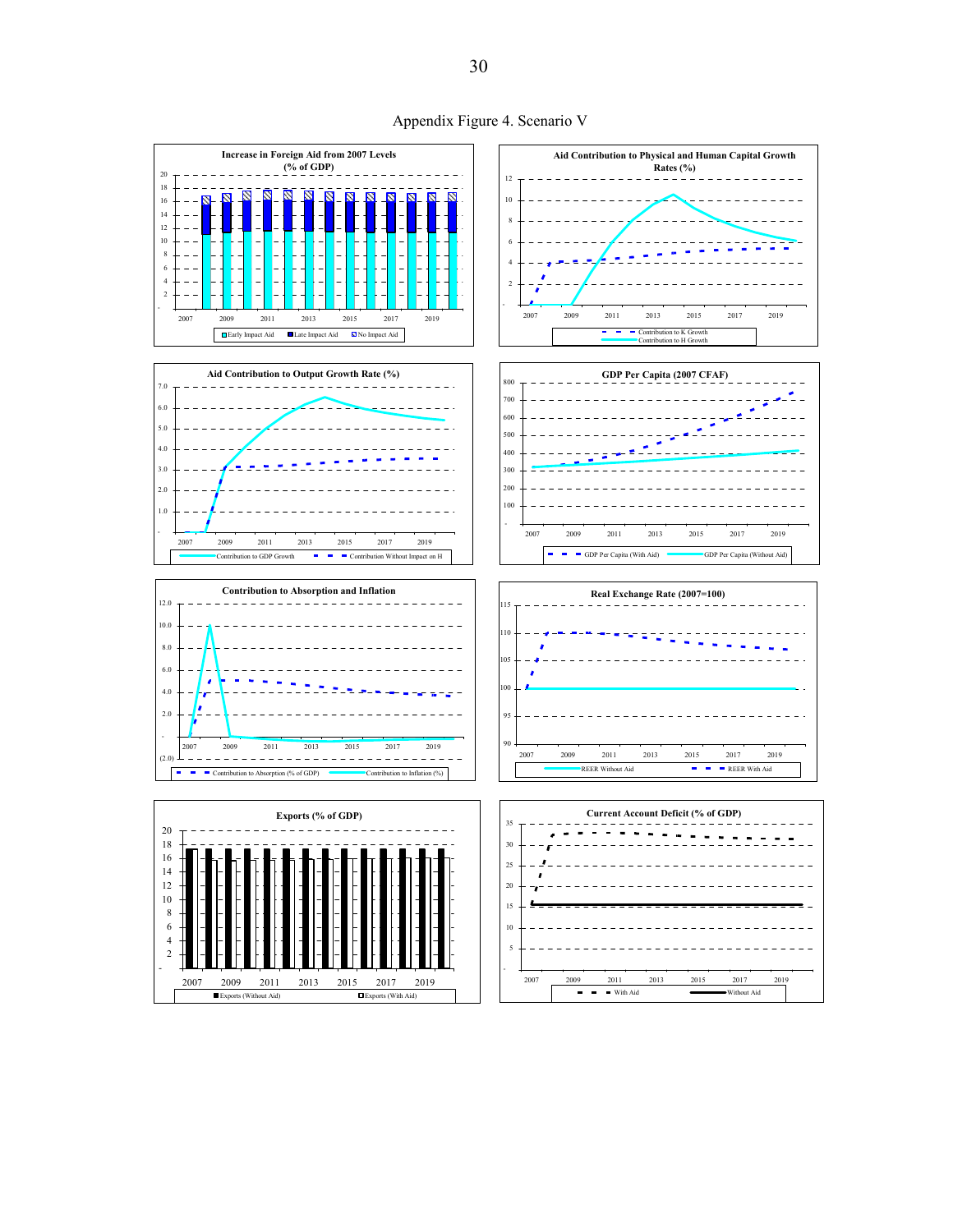Appendix Figure 4. Scenario V

**Increase in Foreign Aid from 2007 Levels (% of GDP)**

Early Impact Aid | Late Impact Aid | No Impact Aid

**Aid Contribution to Physical and Human Capital Growth Rates (%)**

Contribution to K Growth | Contribution to H Growth

**Aid Contribution to Output Growth Rate (%)**

Contribution to GDP Growth | Contribution Without Impact on H

**GDP Per Capita (2007 CFAF)**

GDP Per Capita (With Aid) | GDP Per Capita (Without Aid)

**Contribution to Absorption and Inflation**

Contribution to Absorption (% of GDP) | Contribution to Inflation (%)

**Real Exchange Rate (2007=100)**

REER Without Aid | REER With Aid

**Exports (% of GDP)**

Exports (Without Aid) | Exports (With Aid)

**Current Account Deficit (% of GDP)**

With Aid | Without Aid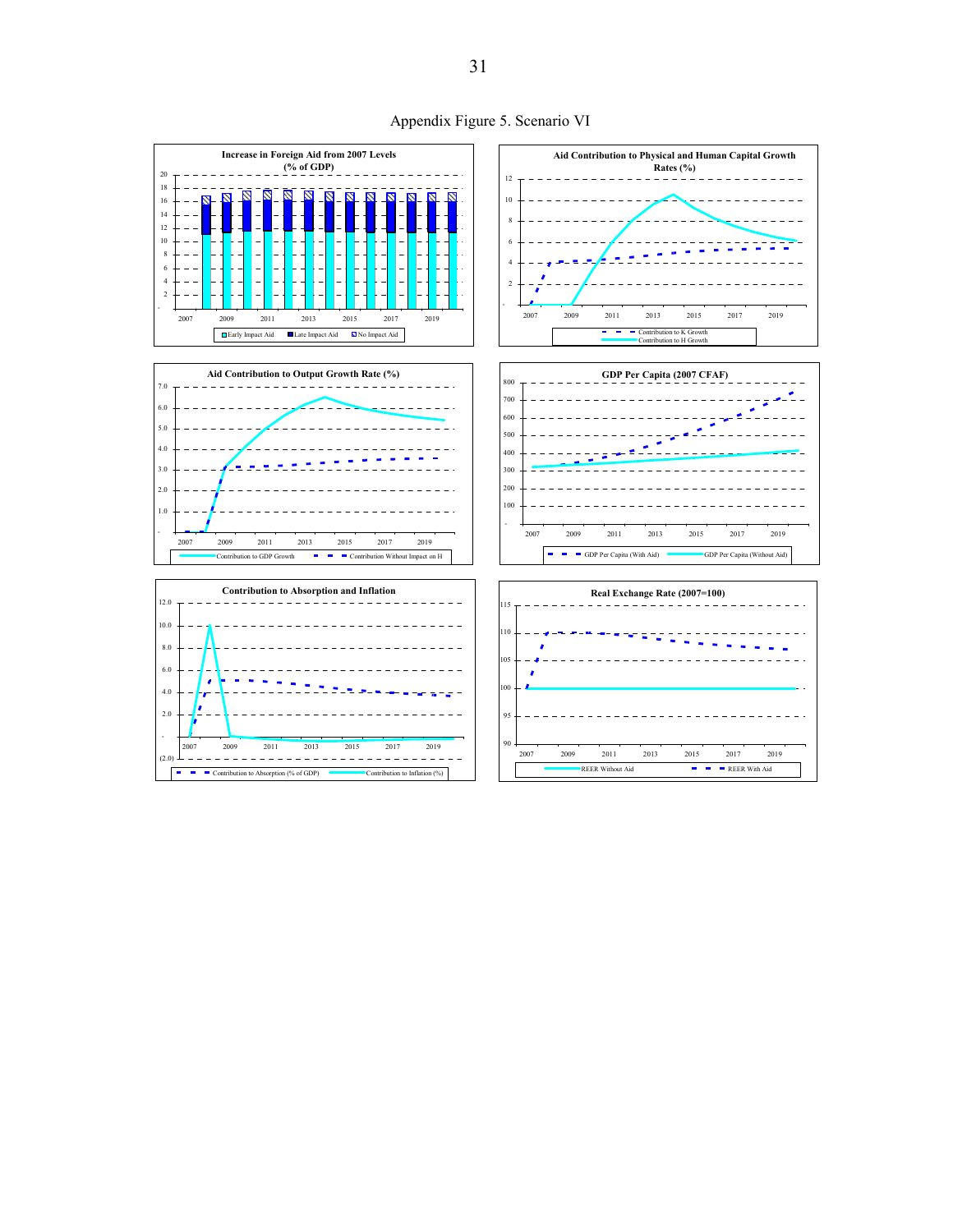Appendix Figure 5. Scenario VI

**Increase in Foreign Aid from 2007 Levels (% of GDP)**

Early Impact Aid | Late Impact Aid | No Impact Aid

**Aid Contribution to Physical and Human Capital Growth Rates (%)**

Contribution to K Growth | Contribution to H Growth

**Aid Contribution to Output Growth Rate (%)**

Contribution to GDP Growth | Contribution Without Impact on H

**GDP Per Capita (2007 CFAF)**

GDP Per Capita (With Aid) | GDP Per Capita (Without Aid)

**Contribution to Absorption and Inflation**

Contribution to Absorption (% of GDP) | Contribution to Inflation (%)

**Real Exchange Rate (2007=100)**

REER Without Aid | REER With Aid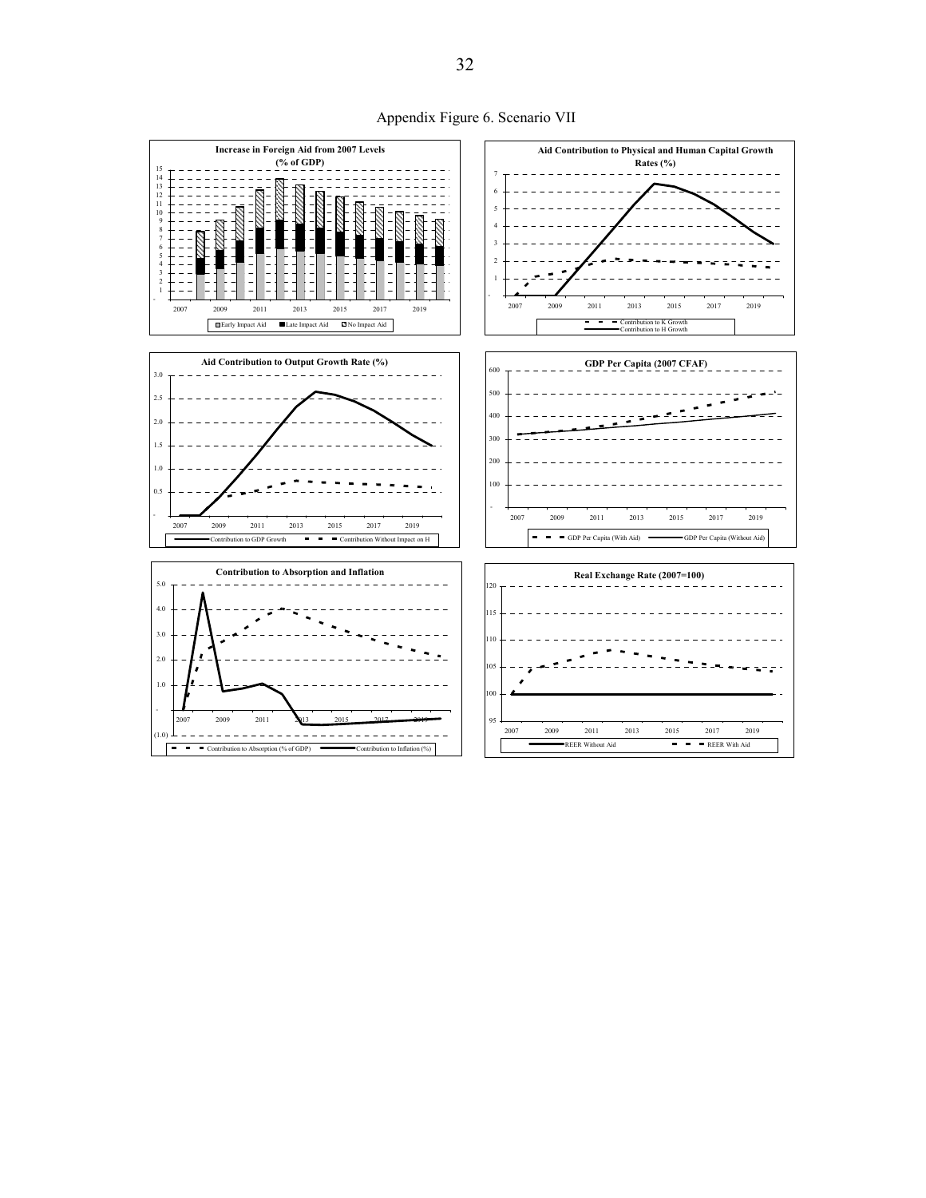Appendix Figure 6. Scenario VII

**Increase in Foreign Aid from 2007 Levels (% of GDP)**

Early Impact Aid | Late Impact Aid | No Impact Aid

**Aid Contribution to Physical and Human Capital Growth Rates (%)**

Contribution to K Growth | Contribution to H Growth

**Aid Contribution to Output Growth Rate (%)**

Contribution to GDP Growth | Contribution Without Impact on H

**GDP Per Capita (2007 CFAF)**

GDP Per Capita (With Aid) | GDP Per Capita (Without Aid)

**Contribution to Absorption and Inflation**

Contribution to Absorption (% of GDP) | Contribution to Inflation (%)

**Real Exchange Rate (2007=100)**

REER Without Aid | REER With Aid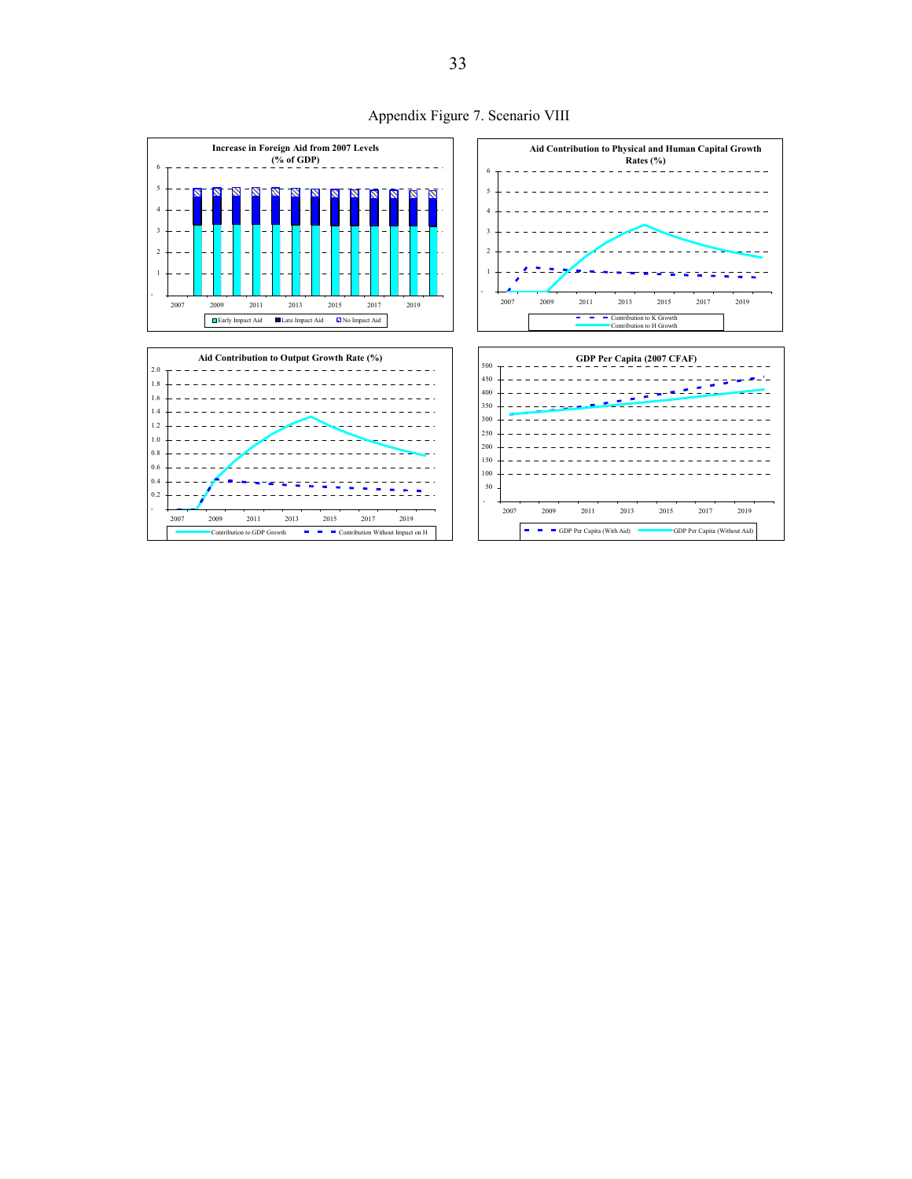Appendix Figure 7. Scenario VIII

**Increase in Foreign Aid from 2007 Levels (% of GDP)**

6
5
4
3
2
1
-

2007 2009 2011 2013 2015 2017 2019

Early Impact Aid
Late Impact Aid
No Impact Aid

**Aid Contribution to Physical and Human Capital Growth Rates (%)**

6
5
4
3
2
1
-

2007 2009 2011 2013 2015 2017 2019

Contribution to K Growth
Contribution to H Growth

**Aid Contribution to Output Growth Rate (%)**

2.0
1.8
1.6
1.4
1.2
1.0
0.8
0.6
0.4
0.2
-

2007 2009 2011 2013 2015 2017 2019

Contribution to GDP Growth
Contribution Without Impact on H

**GDP Per Capita (2007 CFAF)**

500
450
400
350
300
250
200
150
100
50
-

2007 2009 2011 2013 2015 2017 2019

GDP Per Capita (With Aid)
GDP Per Capita (Without Aid)